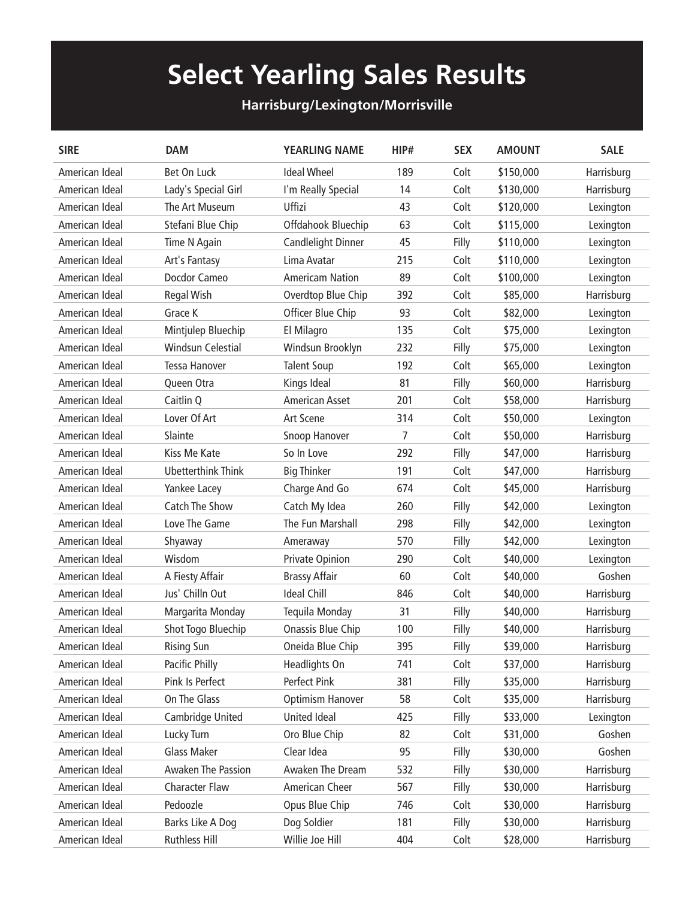# Select Yearling Sales Results

**Harrisburg/Lexington/Morrisville**

| SIRE | DAM | YEARLING NAME | HIP# | SEX | AMOUNT | SALE |
|---|---|---|---|---|---|---|
| American Ideal | Bet On Luck | Ideal Wheel | 189 | Colt | $150,000 | Harrisburg |
| American Ideal | Lady's Special Girl | I'm Really Special | 14 | Colt | $130,000 | Harrisburg |
| American Ideal | The Art Museum | Uffizi | 43 | Colt | $120,000 | Lexington |
| American Ideal | Stefani Blue Chip | Offdahook Bluechip | 63 | Colt | $115,000 | Lexington |
| American Ideal | Time N Again | Candlelight Dinner | 45 | Filly | $110,000 | Lexington |
| American Ideal | Art's Fantasy | Lima Avatar | 215 | Colt | $110,000 | Lexington |
| American Ideal | Docdor Cameo | Americam Nation | 89 | Colt | $100,000 | Lexington |
| American Ideal | Regal Wish | Overdtop Blue Chip | 392 | Colt | $85,000 | Harrisburg |
| American Ideal | Grace K | Officer Blue Chip | 93 | Colt | $82,000 | Lexington |
| American Ideal | Mintjulep Bluechip | El Milagro | 135 | Colt | $75,000 | Lexington |
| American Ideal | Windsun Celestial | Windsun Brooklyn | 232 | Filly | $75,000 | Lexington |
| American Ideal | Tessa Hanover | Talent Soup | 192 | Colt | $65,000 | Lexington |
| American Ideal | Queen Otra | Kings Ideal | 81 | Filly | $60,000 | Harrisburg |
| American Ideal | Caitlin Q | American Asset | 201 | Colt | $58,000 | Harrisburg |
| American Ideal | Lover Of Art | Art Scene | 314 | Colt | $50,000 | Lexington |
| American Ideal | Slainte | Snoop Hanover | 7 | Colt | $50,000 | Harrisburg |
| American Ideal | Kiss Me Kate | So In Love | 292 | Filly | $47,000 | Harrisburg |
| American Ideal | Ubetterthink Think | Big Thinker | 191 | Colt | $47,000 | Harrisburg |
| American Ideal | Yankee Lacey | Charge And Go | 674 | Colt | $45,000 | Harrisburg |
| American Ideal | Catch The Show | Catch My Idea | 260 | Filly | $42,000 | Lexington |
| American Ideal | Love The Game | The Fun Marshall | 298 | Filly | $42,000 | Lexington |
| American Ideal | Shyaway | Ameraway | 570 | Filly | $42,000 | Lexington |
| American Ideal | Wisdom | Private Opinion | 290 | Colt | $40,000 | Lexington |
| American Ideal | A Fiesty Affair | Brassy Affair | 60 | Colt | $40,000 | Goshen |
| American Ideal | Jus' Chilln Out | Ideal Chill | 846 | Colt | $40,000 | Harrisburg |
| American Ideal | Margarita Monday | Tequila Monday | 31 | Filly | $40,000 | Harrisburg |
| American Ideal | Shot Togo Bluechip | Onassis Blue Chip | 100 | Filly | $40,000 | Harrisburg |
| American Ideal | Rising Sun | Oneida Blue Chip | 395 | Filly | $39,000 | Harrisburg |
| American Ideal | Pacific Philly | Headlights On | 741 | Colt | $37,000 | Harrisburg |
| American Ideal | Pink Is Perfect | Perfect Pink | 381 | Filly | $35,000 | Harrisburg |
| American Ideal | On The Glass | Optimism Hanover | 58 | Colt | $35,000 | Harrisburg |
| American Ideal | Cambridge United | United Ideal | 425 | Filly | $33,000 | Lexington |
| American Ideal | Lucky Turn | Oro Blue Chip | 82 | Colt | $31,000 | Goshen |
| American Ideal | Glass Maker | Clear Idea | 95 | Filly | $30,000 | Goshen |
| American Ideal | Awaken The Passion | Awaken The Dream | 532 | Filly | $30,000 | Harrisburg |
| American Ideal | Character Flaw | American Cheer | 567 | Filly | $30,000 | Harrisburg |
| American Ideal | Pedoozle | Opus Blue Chip | 746 | Colt | $30,000 | Harrisburg |
| American Ideal | Barks Like A Dog | Dog Soldier | 181 | Filly | $30,000 | Harrisburg |
| American Ideal | Ruthless Hill | Willie Joe Hill | 404 | Colt | $28,000 | Harrisburg |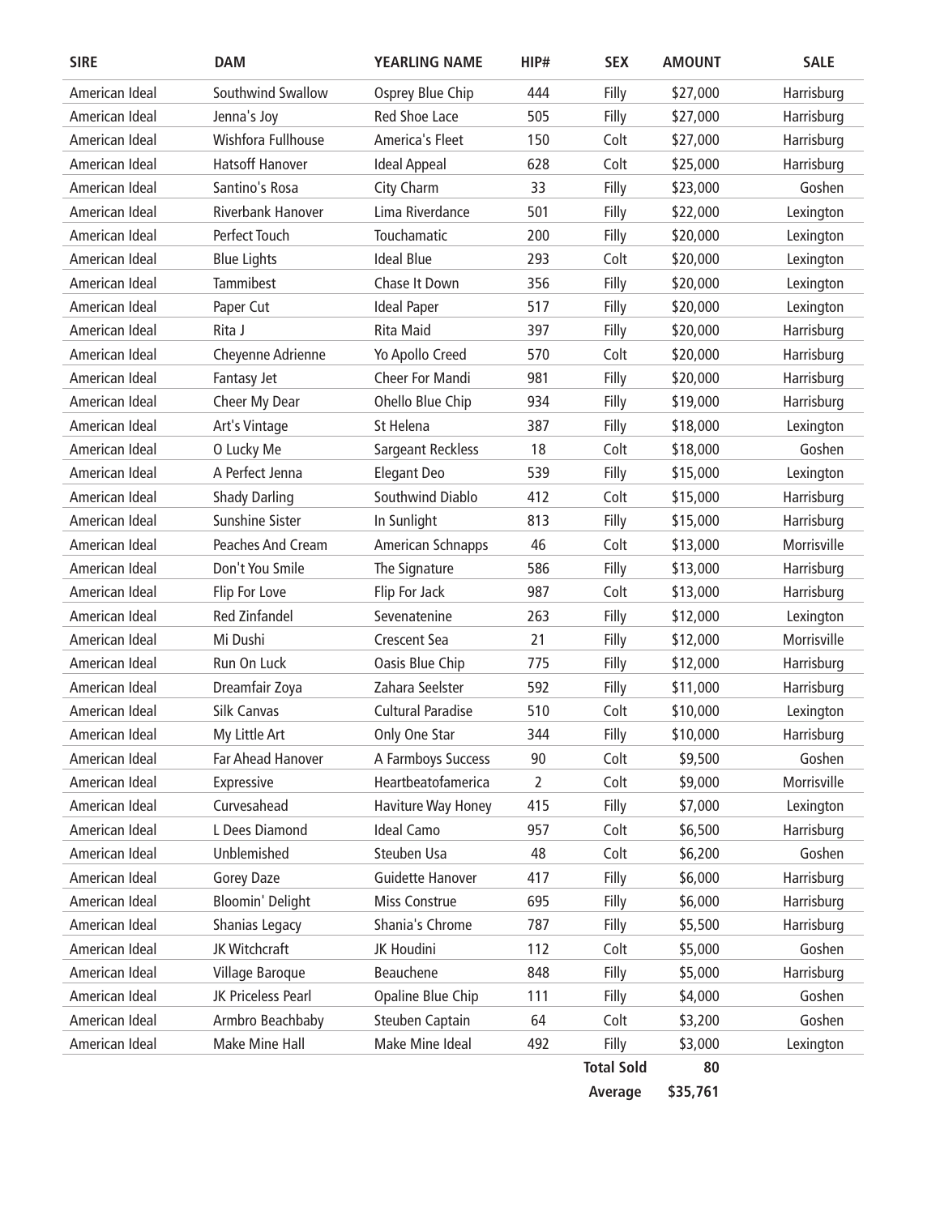| SIRE | DAM | YEARLING NAME | HIP# | SEX | AMOUNT | SALE |
|---|---|---|---|---|---|---|
| American Ideal | Southwind Swallow | Osprey Blue Chip | 444 | Filly | $27,000 | Harrisburg |
| American Ideal | Jenna's Joy | Red Shoe Lace | 505 | Filly | $27,000 | Harrisburg |
| American Ideal | Wishfora Fullhouse | America's Fleet | 150 | Colt | $27,000 | Harrisburg |
| American Ideal | Hatsoff Hanover | Ideal Appeal | 628 | Colt | $25,000 | Harrisburg |
| American Ideal | Santino's Rosa | City Charm | 33 | Filly | $23,000 | Goshen |
| American Ideal | Riverbank Hanover | Lima Riverdance | 501 | Filly | $22,000 | Lexington |
| American Ideal | Perfect Touch | Touchamatic | 200 | Filly | $20,000 | Lexington |
| American Ideal | Blue Lights | Ideal Blue | 293 | Colt | $20,000 | Lexington |
| American Ideal | Tammibest | Chase It Down | 356 | Filly | $20,000 | Lexington |
| American Ideal | Paper Cut | Ideal Paper | 517 | Filly | $20,000 | Lexington |
| American Ideal | Rita J | Rita Maid | 397 | Filly | $20,000 | Harrisburg |
| American Ideal | Cheyenne Adrienne | Yo Apollo Creed | 570 | Colt | $20,000 | Harrisburg |
| American Ideal | Fantasy Jet | Cheer For Mandi | 981 | Filly | $20,000 | Harrisburg |
| American Ideal | Cheer My Dear | Ohello Blue Chip | 934 | Filly | $19,000 | Harrisburg |
| American Ideal | Art's Vintage | St Helena | 387 | Filly | $18,000 | Lexington |
| American Ideal | O Lucky Me | Sargeant Reckless | 18 | Colt | $18,000 | Goshen |
| American Ideal | A Perfect Jenna | Elegant Deo | 539 | Filly | $15,000 | Lexington |
| American Ideal | Shady Darling | Southwind Diablo | 412 | Colt | $15,000 | Harrisburg |
| American Ideal | Sunshine Sister | In Sunlight | 813 | Filly | $15,000 | Harrisburg |
| American Ideal | Peaches And Cream | American Schnapps | 46 | Colt | $13,000 | Morrisville |
| American Ideal | Don't You Smile | The Signature | 586 | Filly | $13,000 | Harrisburg |
| American Ideal | Flip For Love | Flip For Jack | 987 | Colt | $13,000 | Harrisburg |
| American Ideal | Red Zinfandel | Sevenatenine | 263 | Filly | $12,000 | Lexington |
| American Ideal | Mi Dushi | Crescent Sea | 21 | Filly | $12,000 | Morrisville |
| American Ideal | Run On Luck | Oasis Blue Chip | 775 | Filly | $12,000 | Harrisburg |
| American Ideal | Dreamfair Zoya | Zahara Seelster | 592 | Filly | $11,000 | Harrisburg |
| American Ideal | Silk Canvas | Cultural Paradise | 510 | Colt | $10,000 | Lexington |
| American Ideal | My Little Art | Only One Star | 344 | Filly | $10,000 | Harrisburg |
| American Ideal | Far Ahead Hanover | A Farmboys Success | 90 | Colt | $9,500 | Goshen |
| American Ideal | Expressive | Heartbeatofamerica | 2 | Colt | $9,000 | Morrisville |
| American Ideal | Curvesahead | Haviture Way Honey | 415 | Filly | $7,000 | Lexington |
| American Ideal | L Dees Diamond | Ideal Camo | 957 | Colt | $6,500 | Harrisburg |
| American Ideal | Unblemished | Steuben Usa | 48 | Colt | $6,200 | Goshen |
| American Ideal | Gorey Daze | Guidette Hanover | 417 | Filly | $6,000 | Harrisburg |
| American Ideal | Bloomin' Delight | Miss Construe | 695 | Filly | $6,000 | Harrisburg |
| American Ideal | Shanias Legacy | Shania's Chrome | 787 | Filly | $5,500 | Harrisburg |
| American Ideal | JK Witchcraft | JK Houdini | 112 | Colt | $5,000 | Goshen |
| American Ideal | Village Baroque | Beauchene | 848 | Filly | $5,000 | Harrisburg |
| American Ideal | JK Priceless Pearl | Opaline Blue Chip | 111 | Filly | $4,000 | Goshen |
| American Ideal | Armbro Beachbaby | Steuben Captain | 64 | Colt | $3,200 | Goshen |
| American Ideal | Make Mine Hall | Make Mine Ideal | 492 | Filly | $3,000 | Lexington |
| | | | | **Total Sold** | **80** | |
| | | | | **Average** | **$35,761** | |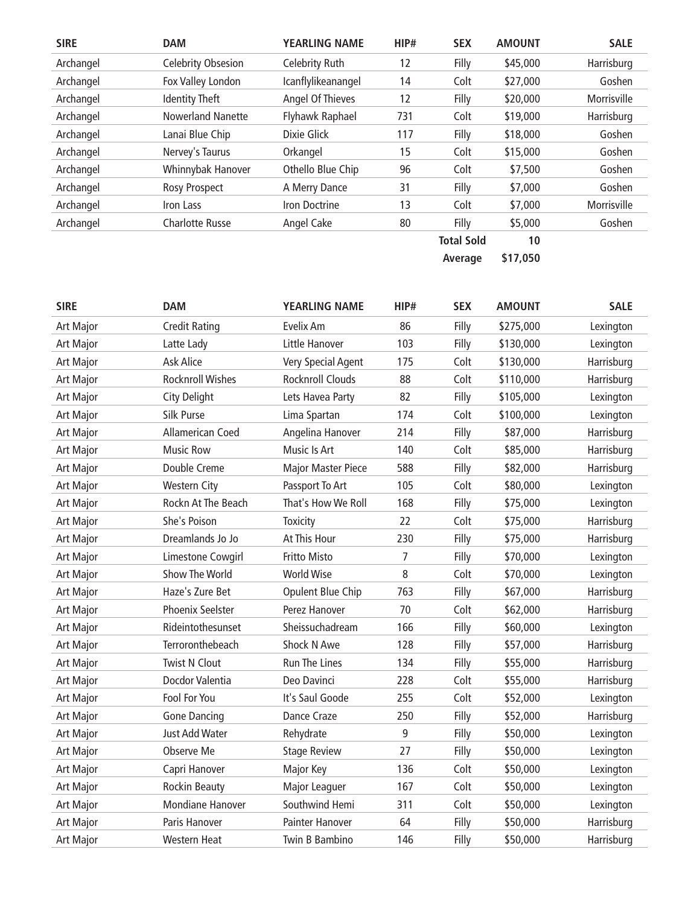| SIRE | DAM | YEARLING NAME | HIP# | SEX | AMOUNT | SALE |
|---|---|---|---|---|---|---|
| Archangel | Celebrity Obsesion | Celebrity Ruth | 12 | Filly | $45,000 | Harrisburg |
| Archangel | Fox Valley London | Icanflylikeanangel | 14 | Colt | $27,000 | Goshen |
| Archangel | Identity Theft | Angel Of Thieves | 12 | Filly | $20,000 | Morrisville |
| Archangel | Nowerland Nanette | Flyhawk Raphael | 731 | Colt | $19,000 | Harrisburg |
| Archangel | Lanai Blue Chip | Dixie Glick | 117 | Filly | $18,000 | Goshen |
| Archangel | Nervey's Taurus | Orkangel | 15 | Colt | $15,000 | Goshen |
| Archangel | Whinnybak Hanover | Othello Blue Chip | 96 | Colt | $7,500 | Goshen |
| Archangel | Rosy Prospect | A Merry Dance | 31 | Filly | $7,000 | Goshen |
| Archangel | Iron Lass | Iron Doctrine | 13 | Colt | $7,000 | Morrisville |
| Archangel | Charlotte Russe | Angel Cake | 80 | Filly | $5,000 | Goshen |
| | | | | **Total Sold** | **10** | |
| | | | | **Average** | **$17,050** | |

| SIRE | DAM | YEARLING NAME | HIP# | SEX | AMOUNT | SALE |
|---|---|---|---|---|---|---|
| Art Major | Credit Rating | Evelix Am | 86 | Filly | $275,000 | Lexington |
| Art Major | Latte Lady | Little Hanover | 103 | Filly | $130,000 | Lexington |
| Art Major | Ask Alice | Very Special Agent | 175 | Colt | $130,000 | Harrisburg |
| Art Major | Rocknroll Wishes | Rocknroll Clouds | 88 | Colt | $110,000 | Harrisburg |
| Art Major | City Delight | Lets Havea Party | 82 | Filly | $105,000 | Lexington |
| Art Major | Silk Purse | Lima Spartan | 174 | Colt | $100,000 | Lexington |
| Art Major | Allamerican Coed | Angelina Hanover | 214 | Filly | $87,000 | Harrisburg |
| Art Major | Music Row | Music Is Art | 140 | Colt | $85,000 | Harrisburg |
| Art Major | Double Creme | Major Master Piece | 588 | Filly | $82,000 | Harrisburg |
| Art Major | Western City | Passport To Art | 105 | Colt | $80,000 | Lexington |
| Art Major | Rockn At The Beach | That's How We Roll | 168 | Filly | $75,000 | Lexington |
| Art Major | She's Poison | Toxicity | 22 | Colt | $75,000 | Harrisburg |
| Art Major | Dreamlands Jo Jo | At This Hour | 230 | Filly | $75,000 | Harrisburg |
| Art Major | Limestone Cowgirl | Fritto Misto | 7 | Filly | $70,000 | Lexington |
| Art Major | Show The World | World Wise | 8 | Colt | $70,000 | Lexington |
| Art Major | Haze's Zure Bet | Opulent Blue Chip | 763 | Filly | $67,000 | Harrisburg |
| Art Major | Phoenix Seelster | Perez Hanover | 70 | Colt | $62,000 | Harrisburg |
| Art Major | Rideintothesunset | Sheissuchadream | 166 | Filly | $60,000 | Lexington |
| Art Major | Terroronthebeach | Shock N Awe | 128 | Filly | $57,000 | Harrisburg |
| Art Major | Twist N Clout | Run The Lines | 134 | Filly | $55,000 | Harrisburg |
| Art Major | Docdor Valentia | Deo Davinci | 228 | Colt | $55,000 | Harrisburg |
| Art Major | Fool For You | It's Saul Goode | 255 | Colt | $52,000 | Lexington |
| Art Major | Gone Dancing | Dance Craze | 250 | Filly | $52,000 | Harrisburg |
| Art Major | Just Add Water | Rehydrate | 9 | Filly | $50,000 | Lexington |
| Art Major | Observe Me | Stage Review | 27 | Filly | $50,000 | Lexington |
| Art Major | Capri Hanover | Major Key | 136 | Colt | $50,000 | Lexington |
| Art Major | Rockin Beauty | Major Leaguer | 167 | Colt | $50,000 | Lexington |
| Art Major | Mondiane Hanover | Southwind Hemi | 311 | Colt | $50,000 | Lexington |
| Art Major | Paris Hanover | Painter Hanover | 64 | Filly | $50,000 | Harrisburg |
| Art Major | Western Heat | Twin B Bambino | 146 | Filly | $50,000 | Harrisburg |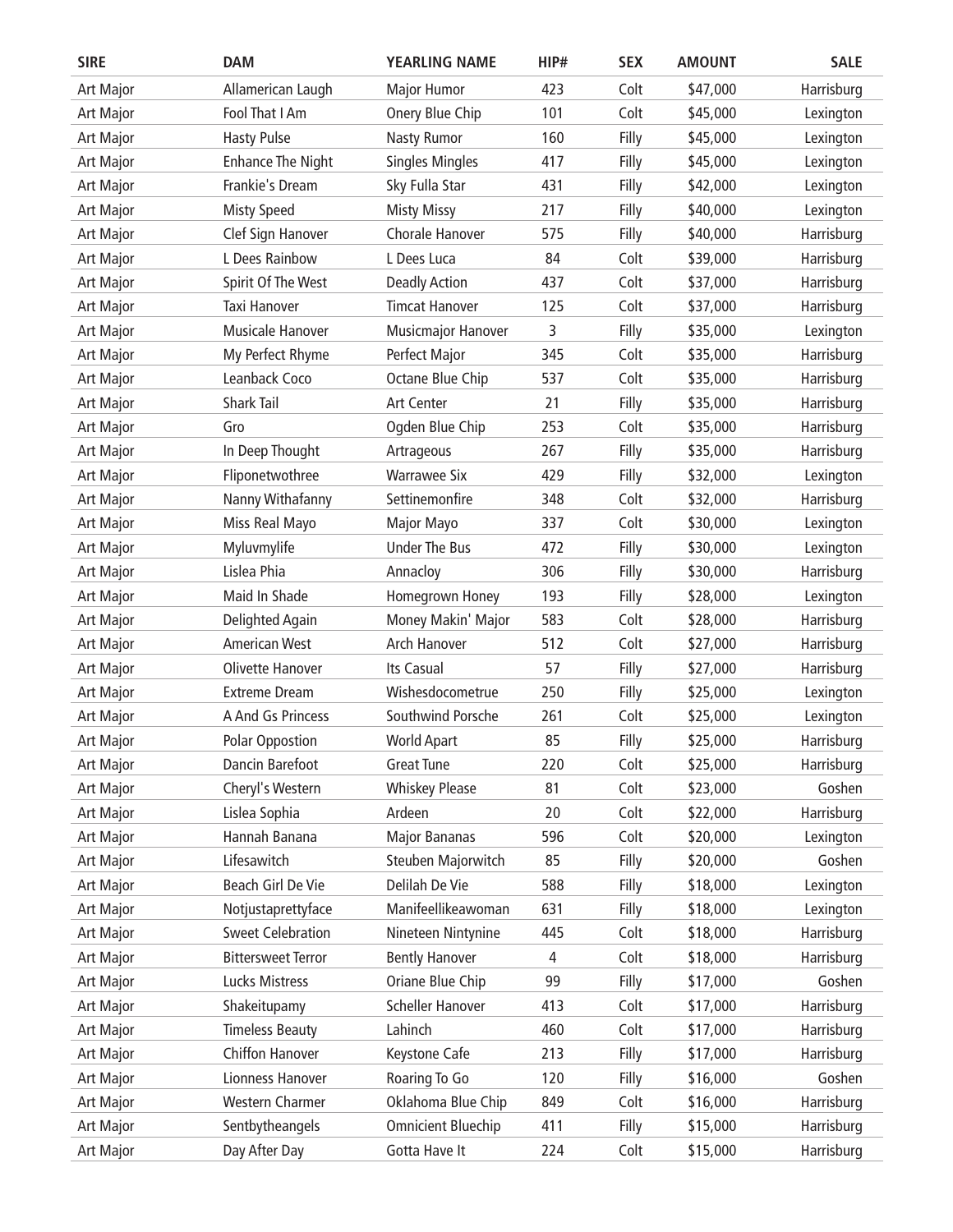| SIRE | DAM | YEARLING NAME | HIP# | SEX | AMOUNT | SALE |
|---|---|---|---|---|---|---|
| Art Major | Allamerican Laugh | Major Humor | 423 | Colt | $47,000 | Harrisburg |
| Art Major | Fool That I Am | Onery Blue Chip | 101 | Colt | $45,000 | Lexington |
| Art Major | Hasty Pulse | Nasty Rumor | 160 | Filly | $45,000 | Lexington |
| Art Major | Enhance The Night | Singles Mingles | 417 | Filly | $45,000 | Lexington |
| Art Major | Frankie's Dream | Sky Fulla Star | 431 | Filly | $42,000 | Lexington |
| Art Major | Misty Speed | Misty Missy | 217 | Filly | $40,000 | Lexington |
| Art Major | Clef Sign Hanover | Chorale Hanover | 575 | Filly | $40,000 | Harrisburg |
| Art Major | L Dees Rainbow | L Dees Luca | 84 | Colt | $39,000 | Harrisburg |
| Art Major | Spirit Of The West | Deadly Action | 437 | Colt | $37,000 | Harrisburg |
| Art Major | Taxi Hanover | Timcat Hanover | 125 | Colt | $37,000 | Harrisburg |
| Art Major | Musicale Hanover | Musicmajor Hanover | 3 | Filly | $35,000 | Lexington |
| Art Major | My Perfect Rhyme | Perfect Major | 345 | Colt | $35,000 | Harrisburg |
| Art Major | Leanback Coco | Octane Blue Chip | 537 | Colt | $35,000 | Harrisburg |
| Art Major | Shark Tail | Art Center | 21 | Filly | $35,000 | Harrisburg |
| Art Major | Gro | Ogden Blue Chip | 253 | Colt | $35,000 | Harrisburg |
| Art Major | In Deep Thought | Artrageous | 267 | Filly | $35,000 | Harrisburg |
| Art Major | Fliponetwothree | Warrawee Six | 429 | Filly | $32,000 | Lexington |
| Art Major | Nanny Withafanny | Settinemonfire | 348 | Colt | $32,000 | Harrisburg |
| Art Major | Miss Real Mayo | Major Mayo | 337 | Colt | $30,000 | Lexington |
| Art Major | Myluvmylife | Under The Bus | 472 | Filly | $30,000 | Lexington |
| Art Major | Lislea Phia | Annacloy | 306 | Filly | $30,000 | Harrisburg |
| Art Major | Maid In Shade | Homegrown Honey | 193 | Filly | $28,000 | Lexington |
| Art Major | Delighted Again | Money Makin' Major | 583 | Colt | $28,000 | Harrisburg |
| Art Major | American West | Arch Hanover | 512 | Colt | $27,000 | Harrisburg |
| Art Major | Olivette Hanover | Its Casual | 57 | Filly | $27,000 | Harrisburg |
| Art Major | Extreme Dream | Wishesdocometrue | 250 | Filly | $25,000 | Lexington |
| Art Major | A And Gs Princess | Southwind Porsche | 261 | Colt | $25,000 | Lexington |
| Art Major | Polar Oppostion | World Apart | 85 | Filly | $25,000 | Harrisburg |
| Art Major | Dancin Barefoot | Great Tune | 220 | Colt | $25,000 | Harrisburg |
| Art Major | Cheryl's Western | Whiskey Please | 81 | Colt | $23,000 | Goshen |
| Art Major | Lislea Sophia | Ardeen | 20 | Colt | $22,000 | Harrisburg |
| Art Major | Hannah Banana | Major Bananas | 596 | Colt | $20,000 | Lexington |
| Art Major | Lifesawitch | Steuben Majorwitch | 85 | Filly | $20,000 | Goshen |
| Art Major | Beach Girl De Vie | Delilah De Vie | 588 | Filly | $18,000 | Lexington |
| Art Major | Notjustaprettyface | Manifeellikeawoman | 631 | Filly | $18,000 | Lexington |
| Art Major | Sweet Celebration | Nineteen Nintynine | 445 | Colt | $18,000 | Harrisburg |
| Art Major | Bittersweet Terror | Bently Hanover | 4 | Colt | $18,000 | Harrisburg |
| Art Major | Lucks Mistress | Oriane Blue Chip | 99 | Filly | $17,000 | Goshen |
| Art Major | Shakeitupamy | Scheller Hanover | 413 | Colt | $17,000 | Harrisburg |
| Art Major | Timeless Beauty | Lahinch | 460 | Colt | $17,000 | Harrisburg |
| Art Major | Chiffon Hanover | Keystone Cafe | 213 | Filly | $17,000 | Harrisburg |
| Art Major | Lionness Hanover | Roaring To Go | 120 | Filly | $16,000 | Goshen |
| Art Major | Western Charmer | Oklahoma Blue Chip | 849 | Colt | $16,000 | Harrisburg |
| Art Major | Sentbytheangels | Omnicient Bluechip | 411 | Filly | $15,000 | Harrisburg |
| Art Major | Day After Day | Gotta Have It | 224 | Colt | $15,000 | Harrisburg |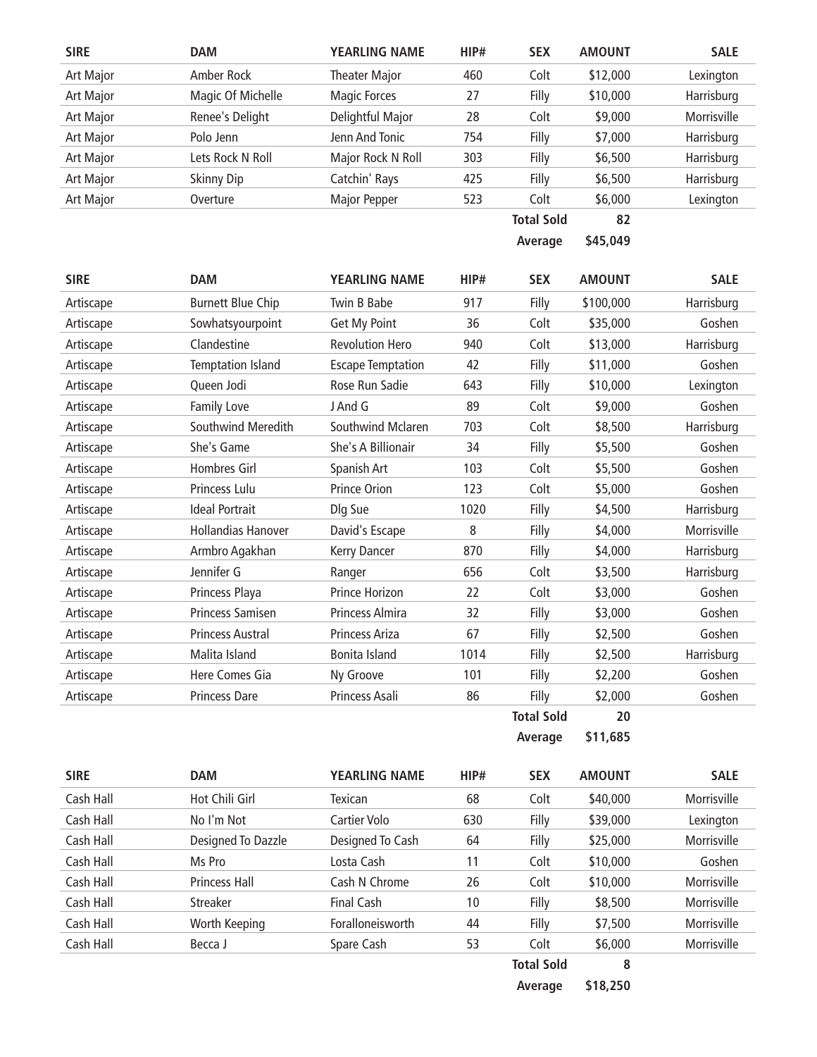| SIRE | DAM | YEARLING NAME | HIP# | SEX | AMOUNT | SALE |
|---|---|---|---|---|---|---|
| Art Major | Amber Rock | Theater Major | 460 | Colt | $12,000 | Lexington |
| Art Major | Magic Of Michelle | Magic Forces | 27 | Filly | $10,000 | Harrisburg |
| Art Major | Renee's Delight | Delightful Major | 28 | Colt | $9,000 | Morrisville |
| Art Major | Polo Jenn | Jenn And Tonic | 754 | Filly | $7,000 | Harrisburg |
| Art Major | Lets Rock N Roll | Major Rock N Roll | 303 | Filly | $6,500 | Harrisburg |
| Art Major | Skinny Dip | Catchin' Rays | 425 | Filly | $6,500 | Harrisburg |
| Art Major | Overture | Major Pepper | 523 | Colt | $6,000 | Lexington |
| | | | | **Total Sold** | **82** | |
| | | | | **Average** | **$45,049** | |

| SIRE | DAM | YEARLING NAME | HIP# | SEX | AMOUNT | SALE |
|---|---|---|---|---|---|---|
| Artiscape | Burnett Blue Chip | Twin B Babe | 917 | Filly | $100,000 | Harrisburg |
| Artiscape | Sowhatsyourpoint | Get My Point | 36 | Colt | $35,000 | Goshen |
| Artiscape | Clandestine | Revolution Hero | 940 | Colt | $13,000 | Harrisburg |
| Artiscape | Temptation Island | Escape Temptation | 42 | Filly | $11,000 | Goshen |
| Artiscape | Queen Jodi | Rose Run Sadie | 643 | Filly | $10,000 | Lexington |
| Artiscape | Family Love | J And G | 89 | Colt | $9,000 | Goshen |
| Artiscape | Southwind Meredith | Southwind Mclaren | 703 | Colt | $8,500 | Harrisburg |
| Artiscape | She's Game | She's A Billionair | 34 | Filly | $5,500 | Goshen |
| Artiscape | Hombres Girl | Spanish Art | 103 | Colt | $5,500 | Goshen |
| Artiscape | Princess Lulu | Prince Orion | 123 | Colt | $5,000 | Goshen |
| Artiscape | Ideal Portrait | Dlg Sue | 1020 | Filly | $4,500 | Harrisburg |
| Artiscape | Hollandias Hanover | David's Escape | 8 | Filly | $4,000 | Morrisville |
| Artiscape | Armbro Agakhan | Kerry Dancer | 870 | Filly | $4,000 | Harrisburg |
| Artiscape | Jennifer G | Ranger | 656 | Colt | $3,500 | Harrisburg |
| Artiscape | Princess Playa | Prince Horizon | 22 | Colt | $3,000 | Goshen |
| Artiscape | Princess Samisen | Princess Almira | 32 | Filly | $3,000 | Goshen |
| Artiscape | Princess Austral | Princess Ariza | 67 | Filly | $2,500 | Goshen |
| Artiscape | Malita Island | Bonita Island | 1014 | Filly | $2,500 | Harrisburg |
| Artiscape | Here Comes Gia | Ny Groove | 101 | Filly | $2,200 | Goshen |
| Artiscape | Princess Dare | Princess Asali | 86 | Filly | $2,000 | Goshen |
| | | | | **Total Sold** | **20** | |
| | | | | **Average** | **$11,685** | |

| SIRE | DAM | YEARLING NAME | HIP# | SEX | AMOUNT | SALE |
|---|---|---|---|---|---|---|
| Cash Hall | Hot Chili Girl | Texican | 68 | Colt | $40,000 | Morrisville |
| Cash Hall | No I'm Not | Cartier Volo | 630 | Filly | $39,000 | Lexington |
| Cash Hall | Designed To Dazzle | Designed To Cash | 64 | Filly | $25,000 | Morrisville |
| Cash Hall | Ms Pro | Losta Cash | 11 | Colt | $10,000 | Goshen |
| Cash Hall | Princess Hall | Cash N Chrome | 26 | Colt | $10,000 | Morrisville |
| Cash Hall | Streaker | Final Cash | 10 | Filly | $8,500 | Morrisville |
| Cash Hall | Worth Keeping | Foralloneisworth | 44 | Filly | $7,500 | Morrisville |
| Cash Hall | Becca J | Spare Cash | 53 | Colt | $6,000 | Morrisville |
| | | | | **Total Sold** | **8** | |
| | | | | **Average** | **$18,250** | |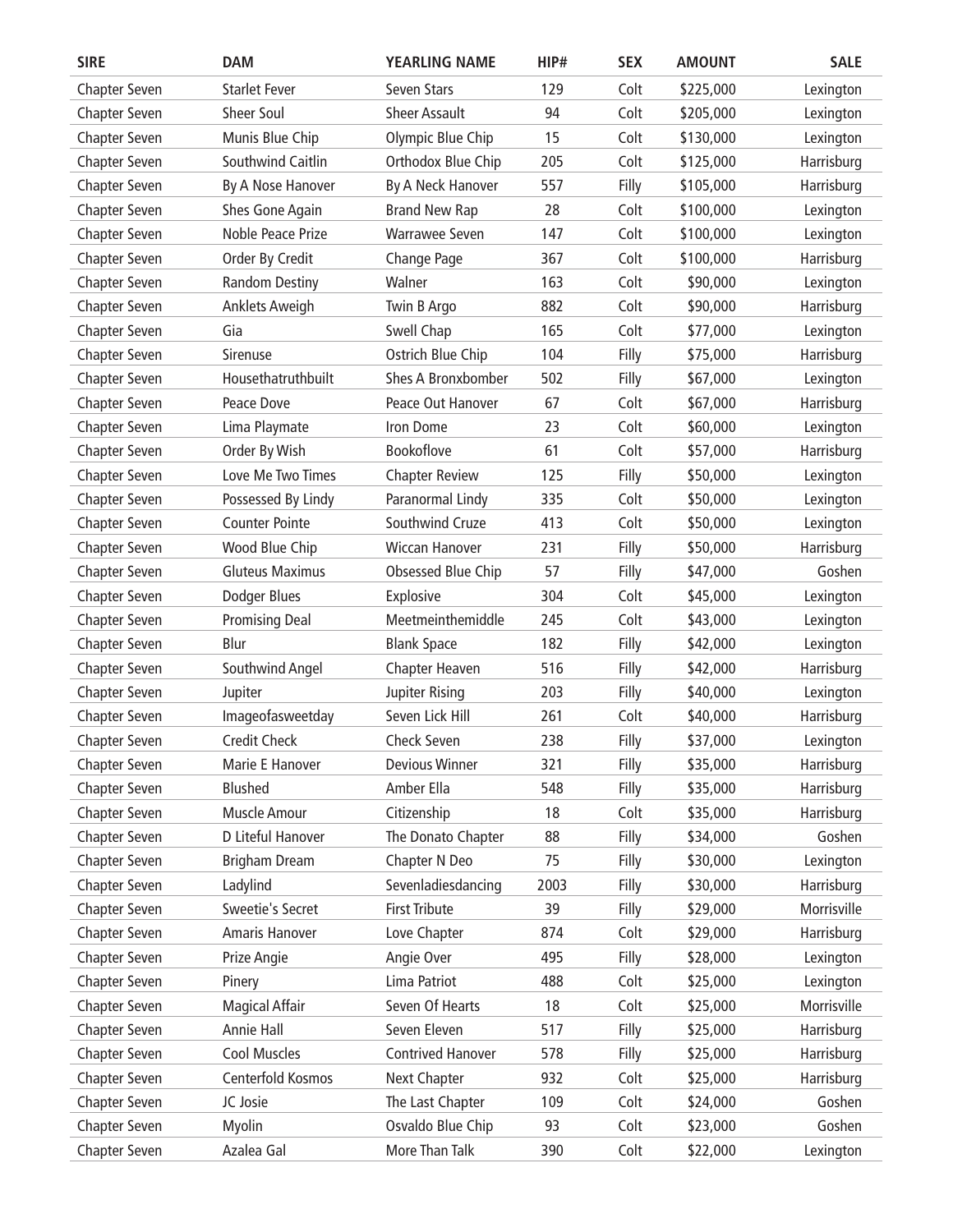| SIRE | DAM | YEARLING NAME | HIP# | SEX | AMOUNT | SALE |
|---|---|---|---|---|---|---|
| Chapter Seven | Starlet Fever | Seven Stars | 129 | Colt | $225,000 | Lexington |
| Chapter Seven | Sheer Soul | Sheer Assault | 94 | Colt | $205,000 | Lexington |
| Chapter Seven | Munis Blue Chip | Olympic Blue Chip | 15 | Colt | $130,000 | Lexington |
| Chapter Seven | Southwind Caitlin | Orthodox Blue Chip | 205 | Colt | $125,000 | Harrisburg |
| Chapter Seven | By A Nose Hanover | By A Neck Hanover | 557 | Filly | $105,000 | Harrisburg |
| Chapter Seven | Shes Gone Again | Brand New Rap | 28 | Colt | $100,000 | Lexington |
| Chapter Seven | Noble Peace Prize | Warrawee Seven | 147 | Colt | $100,000 | Lexington |
| Chapter Seven | Order By Credit | Change Page | 367 | Colt | $100,000 | Harrisburg |
| Chapter Seven | Random Destiny | Walner | 163 | Colt | $90,000 | Lexington |
| Chapter Seven | Anklets Aweigh | Twin B Argo | 882 | Colt | $90,000 | Harrisburg |
| Chapter Seven | Gia | Swell Chap | 165 | Colt | $77,000 | Lexington |
| Chapter Seven | Sirenuse | Ostrich Blue Chip | 104 | Filly | $75,000 | Harrisburg |
| Chapter Seven | Housethatruthbuilt | Shes A Bronxbomber | 502 | Filly | $67,000 | Lexington |
| Chapter Seven | Peace Dove | Peace Out Hanover | 67 | Colt | $67,000 | Harrisburg |
| Chapter Seven | Lima Playmate | Iron Dome | 23 | Colt | $60,000 | Lexington |
| Chapter Seven | Order By Wish | Bookoflove | 61 | Colt | $57,000 | Harrisburg |
| Chapter Seven | Love Me Two Times | Chapter Review | 125 | Filly | $50,000 | Lexington |
| Chapter Seven | Possessed By Lindy | Paranormal Lindy | 335 | Colt | $50,000 | Lexington |
| Chapter Seven | Counter Pointe | Southwind Cruze | 413 | Colt | $50,000 | Lexington |
| Chapter Seven | Wood Blue Chip | Wiccan Hanover | 231 | Filly | $50,000 | Harrisburg |
| Chapter Seven | Gluteus Maximus | Obsessed Blue Chip | 57 | Filly | $47,000 | Goshen |
| Chapter Seven | Dodger Blues | Explosive | 304 | Colt | $45,000 | Lexington |
| Chapter Seven | Promising Deal | Meetmeinthemiddle | 245 | Colt | $43,000 | Lexington |
| Chapter Seven | Blur | Blank Space | 182 | Filly | $42,000 | Lexington |
| Chapter Seven | Southwind Angel | Chapter Heaven | 516 | Filly | $42,000 | Harrisburg |
| Chapter Seven | Jupiter | Jupiter Rising | 203 | Filly | $40,000 | Lexington |
| Chapter Seven | Imageofasweetday | Seven Lick Hill | 261 | Colt | $40,000 | Harrisburg |
| Chapter Seven | Credit Check | Check Seven | 238 | Filly | $37,000 | Lexington |
| Chapter Seven | Marie E Hanover | Devious Winner | 321 | Filly | $35,000 | Harrisburg |
| Chapter Seven | Blushed | Amber Ella | 548 | Filly | $35,000 | Harrisburg |
| Chapter Seven | Muscle Amour | Citizenship | 18 | Colt | $35,000 | Harrisburg |
| Chapter Seven | D Liteful Hanover | The Donato Chapter | 88 | Filly | $34,000 | Goshen |
| Chapter Seven | Brigham Dream | Chapter N Deo | 75 | Filly | $30,000 | Lexington |
| Chapter Seven | Ladylind | Sevenladiesdancing | 2003 | Filly | $30,000 | Harrisburg |
| Chapter Seven | Sweetie's Secret | First Tribute | 39 | Filly | $29,000 | Morrisville |
| Chapter Seven | Amaris Hanover | Love Chapter | 874 | Colt | $29,000 | Harrisburg |
| Chapter Seven | Prize Angie | Angie Over | 495 | Filly | $28,000 | Lexington |
| Chapter Seven | Pinery | Lima Patriot | 488 | Colt | $25,000 | Lexington |
| Chapter Seven | Magical Affair | Seven Of Hearts | 18 | Colt | $25,000 | Morrisville |
| Chapter Seven | Annie Hall | Seven Eleven | 517 | Filly | $25,000 | Harrisburg |
| Chapter Seven | Cool Muscles | Contrived Hanover | 578 | Filly | $25,000 | Harrisburg |
| Chapter Seven | Centerfold Kosmos | Next Chapter | 932 | Colt | $25,000 | Harrisburg |
| Chapter Seven | JC Josie | The Last Chapter | 109 | Colt | $24,000 | Goshen |
| Chapter Seven | Myolin | Osvaldo Blue Chip | 93 | Colt | $23,000 | Goshen |
| Chapter Seven | Azalea Gal | More Than Talk | 390 | Colt | $22,000 | Lexington |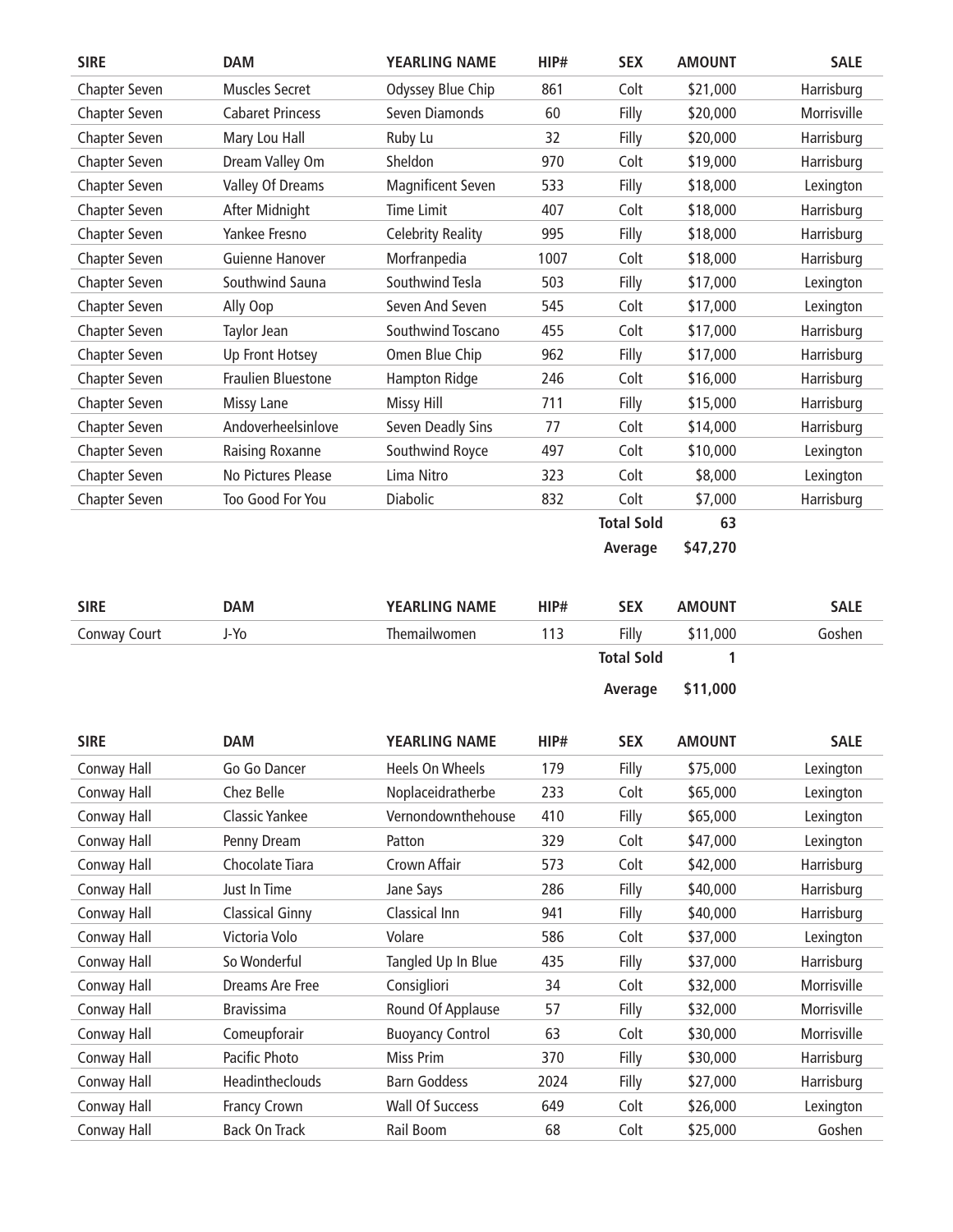| SIRE | DAM | YEARLING NAME | HIP# | SEX | AMOUNT | SALE |
|---|---|---|---|---|---|---|
| Chapter Seven | Muscles Secret | Odyssey Blue Chip | 861 | Colt | $21,000 | Harrisburg |
| Chapter Seven | Cabaret Princess | Seven Diamonds | 60 | Filly | $20,000 | Morrisville |
| Chapter Seven | Mary Lou Hall | Ruby Lu | 32 | Filly | $20,000 | Harrisburg |
| Chapter Seven | Dream Valley Om | Sheldon | 970 | Colt | $19,000 | Harrisburg |
| Chapter Seven | Valley Of Dreams | Magnificent Seven | 533 | Filly | $18,000 | Lexington |
| Chapter Seven | After Midnight | Time Limit | 407 | Colt | $18,000 | Harrisburg |
| Chapter Seven | Yankee Fresno | Celebrity Reality | 995 | Filly | $18,000 | Harrisburg |
| Chapter Seven | Guienne Hanover | Morfranpedia | 1007 | Colt | $18,000 | Harrisburg |
| Chapter Seven | Southwind Sauna | Southwind Tesla | 503 | Filly | $17,000 | Lexington |
| Chapter Seven | Ally Oop | Seven And Seven | 545 | Colt | $17,000 | Lexington |
| Chapter Seven | Taylor Jean | Southwind Toscano | 455 | Colt | $17,000 | Harrisburg |
| Chapter Seven | Up Front Hotsey | Omen Blue Chip | 962 | Filly | $17,000 | Harrisburg |
| Chapter Seven | Fraulien Bluestone | Hampton Ridge | 246 | Colt | $16,000 | Harrisburg |
| Chapter Seven | Missy Lane | Missy Hill | 711 | Filly | $15,000 | Harrisburg |
| Chapter Seven | Andoverheelsinlove | Seven Deadly Sins | 77 | Colt | $14,000 | Harrisburg |
| Chapter Seven | Raising Roxanne | Southwind Royce | 497 | Colt | $10,000 | Lexington |
| Chapter Seven | No Pictures Please | Lima Nitro | 323 | Colt | $8,000 | Lexington |
| Chapter Seven | Too Good For You | Diabolic | 832 | Colt | $7,000 | Harrisburg |
| | | | | **Total Sold** | **63** | |
| | | | | **Average** | **$47,270** | |

| SIRE | DAM | YEARLING NAME | HIP# | SEX | AMOUNT | SALE |
|---|---|---|---|---|---|---|
| Conway Court | J-Yo | Themailwomen | 113 | Filly | $11,000 | Goshen |
| | | | | **Total Sold** | **1** | |
| | | | | **Average** | **$11,000** | |

| SIRE | DAM | YEARLING NAME | HIP# | SEX | AMOUNT | SALE |
|---|---|---|---|---|---|---|
| Conway Hall | Go Go Dancer | Heels On Wheels | 179 | Filly | $75,000 | Lexington |
| Conway Hall | Chez Belle | Noplaceidratherbe | 233 | Colt | $65,000 | Lexington |
| Conway Hall | Classic Yankee | Vernondownthehouse | 410 | Filly | $65,000 | Lexington |
| Conway Hall | Penny Dream | Patton | 329 | Colt | $47,000 | Lexington |
| Conway Hall | Chocolate Tiara | Crown Affair | 573 | Colt | $42,000 | Harrisburg |
| Conway Hall | Just In Time | Jane Says | 286 | Filly | $40,000 | Harrisburg |
| Conway Hall | Classical Ginny | Classical Inn | 941 | Filly | $40,000 | Harrisburg |
| Conway Hall | Victoria Volo | Volare | 586 | Colt | $37,000 | Lexington |
| Conway Hall | So Wonderful | Tangled Up In Blue | 435 | Filly | $37,000 | Harrisburg |
| Conway Hall | Dreams Are Free | Consigliori | 34 | Colt | $32,000 | Morrisville |
| Conway Hall | Bravissima | Round Of Applause | 57 | Filly | $32,000 | Morrisville |
| Conway Hall | Comeupforair | Buoyancy Control | 63 | Colt | $30,000 | Morrisville |
| Conway Hall | Pacific Photo | Miss Prim | 370 | Filly | $30,000 | Harrisburg |
| Conway Hall | Headintheclouds | Barn Goddess | 2024 | Filly | $27,000 | Harrisburg |
| Conway Hall | Francy Crown | Wall Of Success | 649 | Colt | $26,000 | Lexington |
| Conway Hall | Back On Track | Rail Boom | 68 | Colt | $25,000 | Goshen |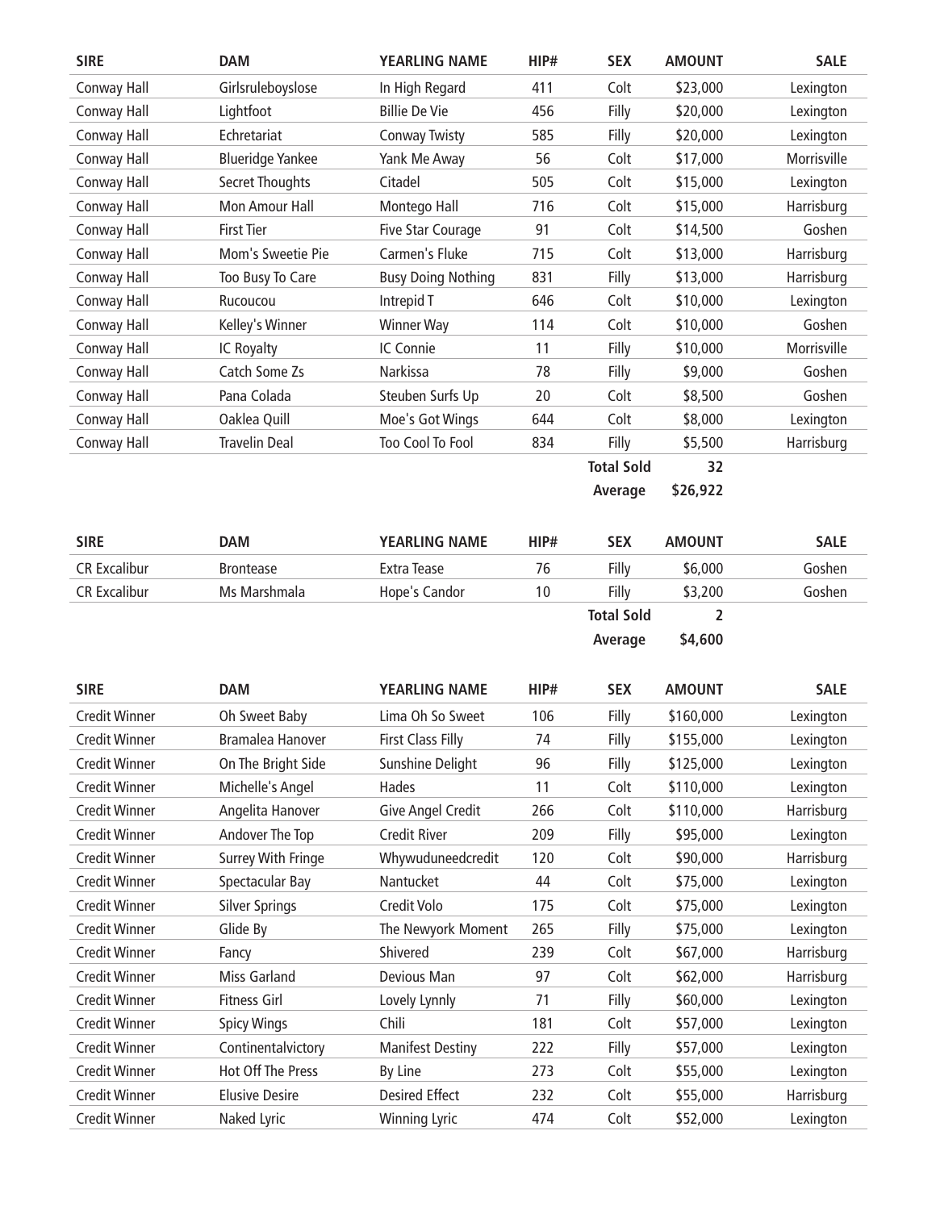| SIRE | DAM | YEARLING NAME | HIP# | SEX | AMOUNT | SALE |
|---|---|---|---|---|---|---|
| Conway Hall | Girlsruleboyslose | In High Regard | 411 | Colt | $23,000 | Lexington |
| Conway Hall | Lightfoot | Billie De Vie | 456 | Filly | $20,000 | Lexington |
| Conway Hall | Echretariat | Conway Twisty | 585 | Filly | $20,000 | Lexington |
| Conway Hall | Blueridge Yankee | Yank Me Away | 56 | Colt | $17,000 | Morrisville |
| Conway Hall | Secret Thoughts | Citadel | 505 | Colt | $15,000 | Lexington |
| Conway Hall | Mon Amour Hall | Montego Hall | 716 | Colt | $15,000 | Harrisburg |
| Conway Hall | First Tier | Five Star Courage | 91 | Colt | $14,500 | Goshen |
| Conway Hall | Mom's Sweetie Pie | Carmen's Fluke | 715 | Colt | $13,000 | Harrisburg |
| Conway Hall | Too Busy To Care | Busy Doing Nothing | 831 | Filly | $13,000 | Harrisburg |
| Conway Hall | Rucoucou | Intrepid T | 646 | Colt | $10,000 | Lexington |
| Conway Hall | Kelley's Winner | Winner Way | 114 | Colt | $10,000 | Goshen |
| Conway Hall | IC Royalty | IC Connie | 11 | Filly | $10,000 | Morrisville |
| Conway Hall | Catch Some Zs | Narkissa | 78 | Filly | $9,000 | Goshen |
| Conway Hall | Pana Colada | Steuben Surfs Up | 20 | Colt | $8,500 | Goshen |
| Conway Hall | Oaklea Quill | Moe's Got Wings | 644 | Colt | $8,000 | Lexington |
| Conway Hall | Travelin Deal | Too Cool To Fool | 834 | Filly | $5,500 | Harrisburg |
| | | | | **Total Sold** | **32** | |
| | | | | **Average** | **$26,922** | |

| SIRE | DAM | YEARLING NAME | HIP# | SEX | AMOUNT | SALE |
|---|---|---|---|---|---|---|
| CR Excalibur | Brontease | Extra Tease | 76 | Filly | $6,000 | Goshen |
| CR Excalibur | Ms Marshmala | Hope's Candor | 10 | Filly | $3,200 | Goshen |
| | | | | **Total Sold** | **2** | |
| | | | | **Average** | **$4,600** | |

| SIRE | DAM | YEARLING NAME | HIP# | SEX | AMOUNT | SALE |
|---|---|---|---|---|---|---|
| Credit Winner | Oh Sweet Baby | Lima Oh So Sweet | 106 | Filly | $160,000 | Lexington |
| Credit Winner | Bramalea Hanover | First Class Filly | 74 | Filly | $155,000 | Lexington |
| Credit Winner | On The Bright Side | Sunshine Delight | 96 | Filly | $125,000 | Lexington |
| Credit Winner | Michelle's Angel | Hades | 11 | Colt | $110,000 | Lexington |
| Credit Winner | Angelita Hanover | Give Angel Credit | 266 | Colt | $110,000 | Harrisburg |
| Credit Winner | Andover The Top | Credit River | 209 | Filly | $95,000 | Lexington |
| Credit Winner | Surrey With Fringe | Whywuduneedcredit | 120 | Colt | $90,000 | Harrisburg |
| Credit Winner | Spectacular Bay | Nantucket | 44 | Colt | $75,000 | Lexington |
| Credit Winner | Silver Springs | Credit Volo | 175 | Colt | $75,000 | Lexington |
| Credit Winner | Glide By | The Newyork Moment | 265 | Filly | $75,000 | Lexington |
| Credit Winner | Fancy | Shivered | 239 | Colt | $67,000 | Harrisburg |
| Credit Winner | Miss Garland | Devious Man | 97 | Colt | $62,000 | Harrisburg |
| Credit Winner | Fitness Girl | Lovely Lynnly | 71 | Filly | $60,000 | Lexington |
| Credit Winner | Spicy Wings | Chili | 181 | Colt | $57,000 | Lexington |
| Credit Winner | Continentalvictory | Manifest Destiny | 222 | Filly | $57,000 | Lexington |
| Credit Winner | Hot Off The Press | By Line | 273 | Colt | $55,000 | Lexington |
| Credit Winner | Elusive Desire | Desired Effect | 232 | Colt | $55,000 | Harrisburg |
| Credit Winner | Naked Lyric | Winning Lyric | 474 | Colt | $52,000 | Lexington |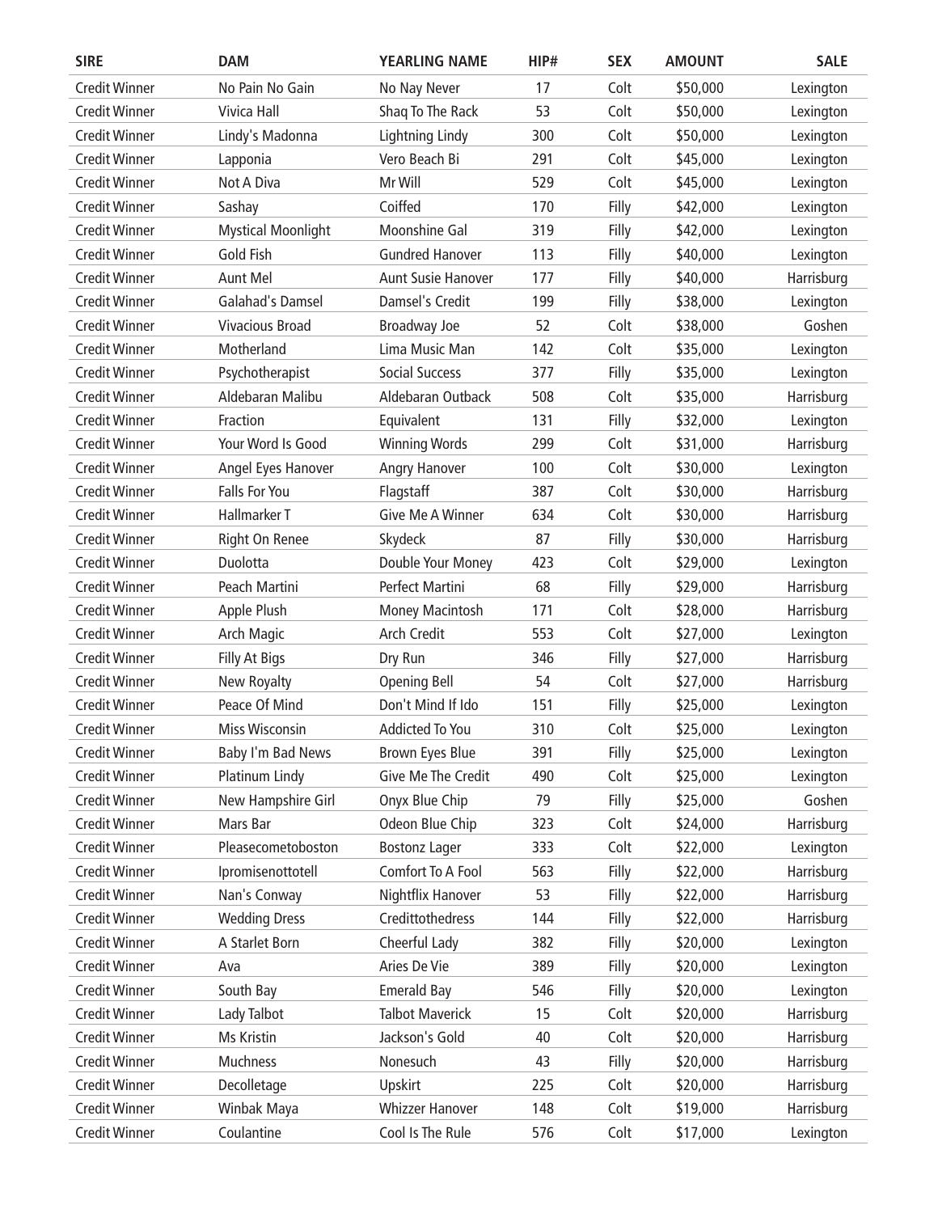| SIRE | DAM | YEARLING NAME | HIP# | SEX | AMOUNT | SALE |
|---|---|---|---|---|---|---|
| Credit Winner | No Pain No Gain | No Nay Never | 17 | Colt | $50,000 | Lexington |
| Credit Winner | Vivica Hall | Shaq To The Rack | 53 | Colt | $50,000 | Lexington |
| Credit Winner | Lindy's Madonna | Lightning Lindy | 300 | Colt | $50,000 | Lexington |
| Credit Winner | Lapponia | Vero Beach Bi | 291 | Colt | $45,000 | Lexington |
| Credit Winner | Not A Diva | Mr Will | 529 | Colt | $45,000 | Lexington |
| Credit Winner | Sashay | Coiffed | 170 | Filly | $42,000 | Lexington |
| Credit Winner | Mystical Moonlight | Moonshine Gal | 319 | Filly | $42,000 | Lexington |
| Credit Winner | Gold Fish | Gundred Hanover | 113 | Filly | $40,000 | Lexington |
| Credit Winner | Aunt Mel | Aunt Susie Hanover | 177 | Filly | $40,000 | Harrisburg |
| Credit Winner | Galahad's Damsel | Damsel's Credit | 199 | Filly | $38,000 | Lexington |
| Credit Winner | Vivacious Broad | Broadway Joe | 52 | Colt | $38,000 | Goshen |
| Credit Winner | Motherland | Lima Music Man | 142 | Colt | $35,000 | Lexington |
| Credit Winner | Psychotherapist | Social Success | 377 | Filly | $35,000 | Lexington |
| Credit Winner | Aldebaran Malibu | Aldebaran Outback | 508 | Colt | $35,000 | Harrisburg |
| Credit Winner | Fraction | Equivalent | 131 | Filly | $32,000 | Lexington |
| Credit Winner | Your Word Is Good | Winning Words | 299 | Colt | $31,000 | Harrisburg |
| Credit Winner | Angel Eyes Hanover | Angry Hanover | 100 | Colt | $30,000 | Lexington |
| Credit Winner | Falls For You | Flagstaff | 387 | Colt | $30,000 | Harrisburg |
| Credit Winner | Hallmarker T | Give Me A Winner | 634 | Colt | $30,000 | Harrisburg |
| Credit Winner | Right On Renee | Skydeck | 87 | Filly | $30,000 | Harrisburg |
| Credit Winner | Duolotta | Double Your Money | 423 | Colt | $29,000 | Lexington |
| Credit Winner | Peach Martini | Perfect Martini | 68 | Filly | $29,000 | Harrisburg |
| Credit Winner | Apple Plush | Money Macintosh | 171 | Colt | $28,000 | Harrisburg |
| Credit Winner | Arch Magic | Arch Credit | 553 | Colt | $27,000 | Lexington |
| Credit Winner | Filly At Bigs | Dry Run | 346 | Filly | $27,000 | Harrisburg |
| Credit Winner | New Royalty | Opening Bell | 54 | Colt | $27,000 | Harrisburg |
| Credit Winner | Peace Of Mind | Don't Mind If Ido | 151 | Filly | $25,000 | Lexington |
| Credit Winner | Miss Wisconsin | Addicted To You | 310 | Colt | $25,000 | Lexington |
| Credit Winner | Baby I'm Bad News | Brown Eyes Blue | 391 | Filly | $25,000 | Lexington |
| Credit Winner | Platinum Lindy | Give Me The Credit | 490 | Colt | $25,000 | Lexington |
| Credit Winner | New Hampshire Girl | Onyx Blue Chip | 79 | Filly | $25,000 | Goshen |
| Credit Winner | Mars Bar | Odeon Blue Chip | 323 | Colt | $24,000 | Harrisburg |
| Credit Winner | Pleasecometoboston | Bostonz Lager | 333 | Colt | $22,000 | Lexington |
| Credit Winner | Ipromisenottotell | Comfort To A Fool | 563 | Filly | $22,000 | Harrisburg |
| Credit Winner | Nan's Conway | Nightflix Hanover | 53 | Filly | $22,000 | Harrisburg |
| Credit Winner | Wedding Dress | Credittothedress | 144 | Filly | $22,000 | Harrisburg |
| Credit Winner | A Starlet Born | Cheerful Lady | 382 | Filly | $20,000 | Lexington |
| Credit Winner | Ava | Aries De Vie | 389 | Filly | $20,000 | Lexington |
| Credit Winner | South Bay | Emerald Bay | 546 | Filly | $20,000 | Lexington |
| Credit Winner | Lady Talbot | Talbot Maverick | 15 | Colt | $20,000 | Harrisburg |
| Credit Winner | Ms Kristin | Jackson's Gold | 40 | Colt | $20,000 | Harrisburg |
| Credit Winner | Muchness | Nonesuch | 43 | Filly | $20,000 | Harrisburg |
| Credit Winner | Decolletage | Upskirt | 225 | Colt | $20,000 | Harrisburg |
| Credit Winner | Winbak Maya | Whizzer Hanover | 148 | Colt | $19,000 | Harrisburg |
| Credit Winner | Coulantine | Cool Is The Rule | 576 | Colt | $17,000 | Lexington |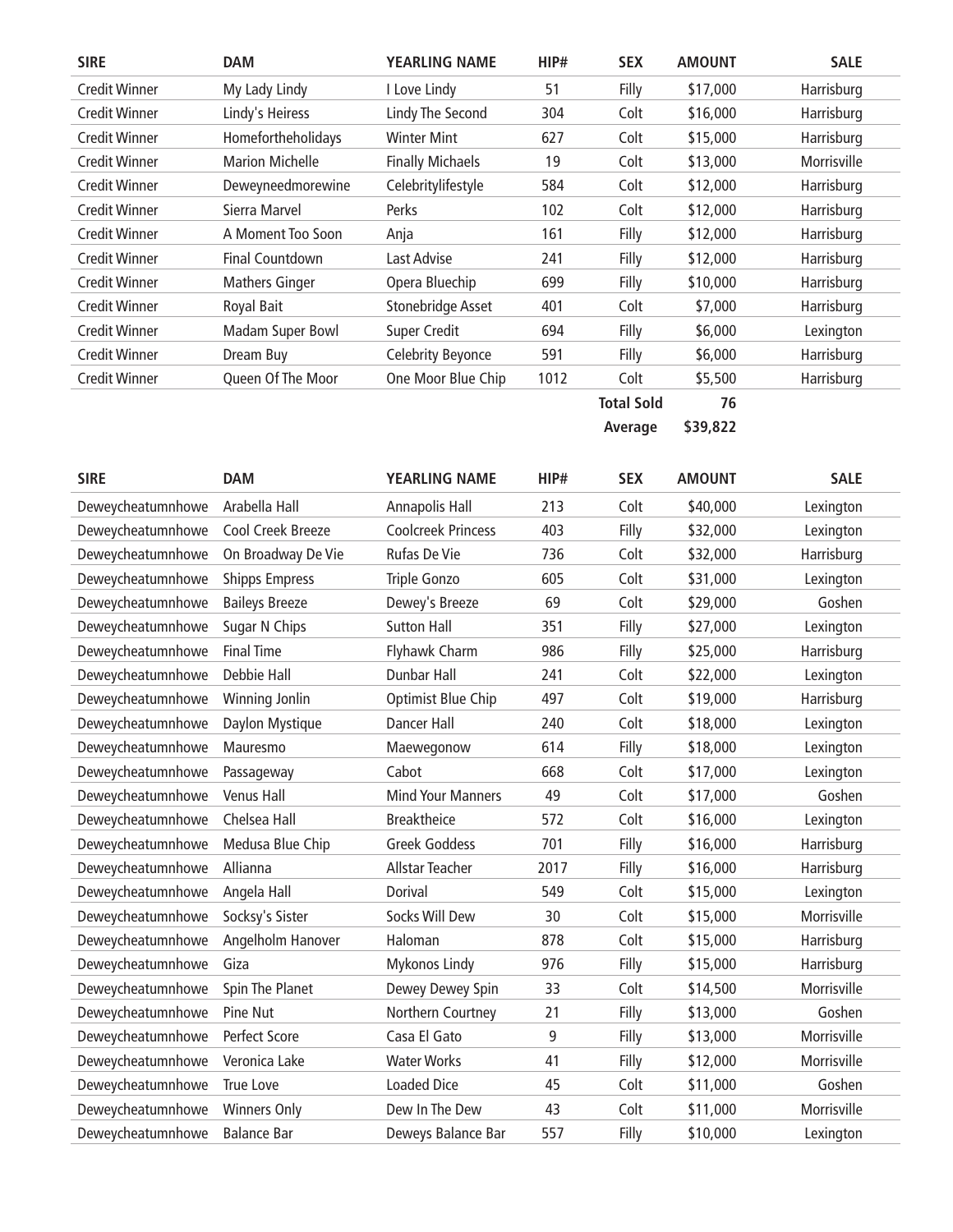| SIRE | DAM | YEARLING NAME | HIP# | SEX | AMOUNT | SALE |
|---|---|---|---|---|---|---|
| Credit Winner | My Lady Lindy | I Love Lindy | 51 | Filly | $17,000 | Harrisburg |
| Credit Winner | Lindy's Heiress | Lindy The Second | 304 | Colt | $16,000 | Harrisburg |
| Credit Winner | Homefortheholidays | Winter Mint | 627 | Colt | $15,000 | Harrisburg |
| Credit Winner | Marion Michelle | Finally Michaels | 19 | Colt | $13,000 | Morrisville |
| Credit Winner | Deweyneedmorewine | Celebritylifestyle | 584 | Colt | $12,000 | Harrisburg |
| Credit Winner | Sierra Marvel | Perks | 102 | Colt | $12,000 | Harrisburg |
| Credit Winner | A Moment Too Soon | Anja | 161 | Filly | $12,000 | Harrisburg |
| Credit Winner | Final Countdown | Last Advise | 241 | Filly | $12,000 | Harrisburg |
| Credit Winner | Mathers Ginger | Opera Bluechip | 699 | Filly | $10,000 | Harrisburg |
| Credit Winner | Royal Bait | Stonebridge Asset | 401 | Colt | $7,000 | Harrisburg |
| Credit Winner | Madam Super Bowl | Super Credit | 694 | Filly | $6,000 | Lexington |
| Credit Winner | Dream Buy | Celebrity Beyonce | 591 | Filly | $6,000 | Harrisburg |
| Credit Winner | Queen Of The Moor | One Moor Blue Chip | 1012 | Colt | $5,500 | Harrisburg |
| | | | | **Total Sold** | **76** | |
| | | | | **Average** | **$39,822** | |

| SIRE | DAM | YEARLING NAME | HIP# | SEX | AMOUNT | SALE |
|---|---|---|---|---|---|---|
| Deweycheatumnhowe | Arabella Hall | Annapolis Hall | 213 | Colt | $40,000 | Lexington |
| Deweycheatumnhowe | Cool Creek Breeze | Coolcreek Princess | 403 | Filly | $32,000 | Lexington |
| Deweycheatumnhowe | On Broadway De Vie | Rufas De Vie | 736 | Colt | $32,000 | Harrisburg |
| Deweycheatumnhowe | Shipps Empress | Triple Gonzo | 605 | Colt | $31,000 | Lexington |
| Deweycheatumnhowe | Baileys Breeze | Dewey's Breeze | 69 | Colt | $29,000 | Goshen |
| Deweycheatumnhowe | Sugar N Chips | Sutton Hall | 351 | Filly | $27,000 | Lexington |
| Deweycheatumnhowe | Final Time | Flyhawk Charm | 986 | Filly | $25,000 | Harrisburg |
| Deweycheatumnhowe | Debbie Hall | Dunbar Hall | 241 | Colt | $22,000 | Lexington |
| Deweycheatumnhowe | Winning Jonlin | Optimist Blue Chip | 497 | Colt | $19,000 | Harrisburg |
| Deweycheatumnhowe | Daylon Mystique | Dancer Hall | 240 | Colt | $18,000 | Lexington |
| Deweycheatumnhowe | Mauresmo | Maewegonow | 614 | Filly | $18,000 | Lexington |
| Deweycheatumnhowe | Passageway | Cabot | 668 | Colt | $17,000 | Lexington |
| Deweycheatumnhowe | Venus Hall | Mind Your Manners | 49 | Colt | $17,000 | Goshen |
| Deweycheatumnhowe | Chelsea Hall | Breaktheice | 572 | Colt | $16,000 | Lexington |
| Deweycheatumnhowe | Medusa Blue Chip | Greek Goddess | 701 | Filly | $16,000 | Harrisburg |
| Deweycheatumnhowe | Allianna | Allstar Teacher | 2017 | Filly | $16,000 | Harrisburg |
| Deweycheatumnhowe | Angela Hall | Dorival | 549 | Colt | $15,000 | Lexington |
| Deweycheatumnhowe | Socksy's Sister | Socks Will Dew | 30 | Colt | $15,000 | Morrisville |
| Deweycheatumnhowe | Angelholm Hanover | Haloman | 878 | Colt | $15,000 | Harrisburg |
| Deweycheatumnhowe | Giza | Mykonos Lindy | 976 | Filly | $15,000 | Harrisburg |
| Deweycheatumnhowe | Spin The Planet | Dewey Dewey Spin | 33 | Colt | $14,500 | Morrisville |
| Deweycheatumnhowe | Pine Nut | Northern Courtney | 21 | Filly | $13,000 | Goshen |
| Deweycheatumnhowe | Perfect Score | Casa El Gato | 9 | Filly | $13,000 | Morrisville |
| Deweycheatumnhowe | Veronica Lake | Water Works | 41 | Filly | $12,000 | Morrisville |
| Deweycheatumnhowe | True Love | Loaded Dice | 45 | Colt | $11,000 | Goshen |
| Deweycheatumnhowe | Winners Only | Dew In The Dew | 43 | Colt | $11,000 | Morrisville |
| Deweycheatumnhowe | Balance Bar | Deweys Balance Bar | 557 | Filly | $10,000 | Lexington |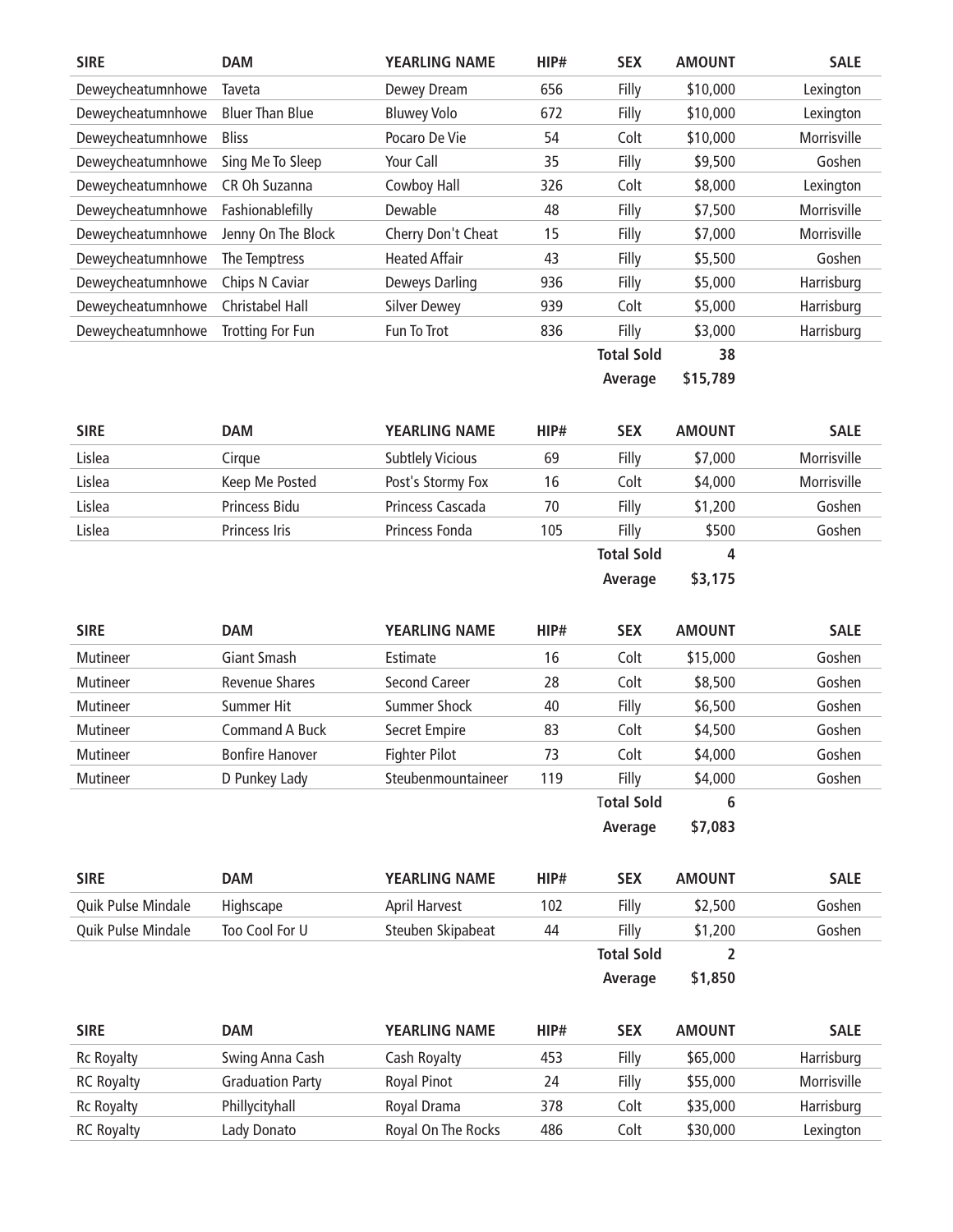| SIRE | DAM | YEARLING NAME | HIP# | SEX | AMOUNT | SALE |
|---|---|---|---|---|---|---|
| Deweycheatumnhowe | Taveta | Dewey Dream | 656 | Filly | $10,000 | Lexington |
| Deweycheatumnhowe | Bluer Than Blue | Bluwey Volo | 672 | Filly | $10,000 | Lexington |
| Deweycheatumnhowe | Bliss | Pocaro De Vie | 54 | Colt | $10,000 | Morrisville |
| Deweycheatumnhowe | Sing Me To Sleep | Your Call | 35 | Filly | $9,500 | Goshen |
| Deweycheatumnhowe | CR Oh Suzanna | Cowboy Hall | 326 | Colt | $8,000 | Lexington |
| Deweycheatumnhowe | Fashionablefilly | Dewable | 48 | Filly | $7,500 | Morrisville |
| Deweycheatumnhowe | Jenny On The Block | Cherry Don't Cheat | 15 | Filly | $7,000 | Morrisville |
| Deweycheatumnhowe | The Temptress | Heated Affair | 43 | Filly | $5,500 | Goshen |
| Deweycheatumnhowe | Chips N Caviar | Deweys Darling | 936 | Filly | $5,000 | Harrisburg |
| Deweycheatumnhowe | Christabel Hall | Silver Dewey | 939 | Colt | $5,000 | Harrisburg |
| Deweycheatumnhowe | Trotting For Fun | Fun To Trot | 836 | Filly | $3,000 | Harrisburg |
| | | | | **Total Sold** | **38** | |
| | | | | **Average** | **$15,789** | |

| SIRE | DAM | YEARLING NAME | HIP# | SEX | AMOUNT | SALE |
|---|---|---|---|---|---|---|
| Lislea | Cirque | Subtlely Vicious | 69 | Filly | $7,000 | Morrisville |
| Lislea | Keep Me Posted | Post's Stormy Fox | 16 | Colt | $4,000 | Morrisville |
| Lislea | Princess Bidu | Princess Cascada | 70 | Filly | $1,200 | Goshen |
| Lislea | Princess Iris | Princess Fonda | 105 | Filly | $500 | Goshen |
| | | | | **Total Sold** | **4** | |
| | | | | **Average** | **$3,175** | |

| SIRE | DAM | YEARLING NAME | HIP# | SEX | AMOUNT | SALE |
|---|---|---|---|---|---|---|
| Mutineer | Giant Smash | Estimate | 16 | Colt | $15,000 | Goshen |
| Mutineer | Revenue Shares | Second Career | 28 | Colt | $8,500 | Goshen |
| Mutineer | Summer Hit | Summer Shock | 40 | Filly | $6,500 | Goshen |
| Mutineer | Command A Buck | Secret Empire | 83 | Colt | $4,500 | Goshen |
| Mutineer | Bonfire Hanover | Fighter Pilot | 73 | Colt | $4,000 | Goshen |
| Mutineer | D Punkey Lady | Steubenmountaineer | 119 | Filly | $4,000 | Goshen |
| | | | | **Total Sold** | **6** | |
| | | | | **Average** | **$7,083** | |

| SIRE | DAM | YEARLING NAME | HIP# | SEX | AMOUNT | SALE |
|---|---|---|---|---|---|---|
| Quik Pulse Mindale | Highscape | April Harvest | 102 | Filly | $2,500 | Goshen |
| Quik Pulse Mindale | Too Cool For U | Steuben Skipabeat | 44 | Filly | $1,200 | Goshen |
| | | | | **Total Sold** | **2** | |
| | | | | **Average** | **$1,850** | |

| SIRE | DAM | YEARLING NAME | HIP# | SEX | AMOUNT | SALE |
|---|---|---|---|---|---|---|
| Rc Royalty | Swing Anna Cash | Cash Royalty | 453 | Filly | $65,000 | Harrisburg |
| RC Royalty | Graduation Party | Royal Pinot | 24 | Filly | $55,000 | Morrisville |
| Rc Royalty | Phillycityhall | Royal Drama | 378 | Colt | $35,000 | Harrisburg |
| RC Royalty | Lady Donato | Royal On The Rocks | 486 | Colt | $30,000 | Lexington |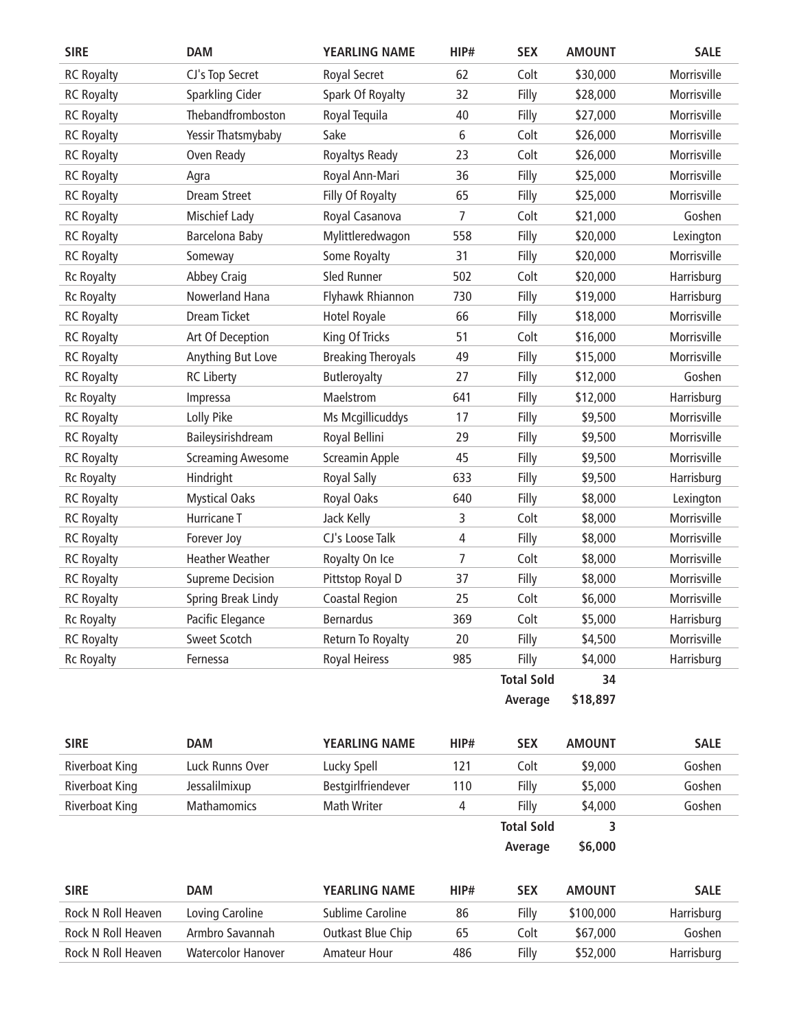| SIRE | DAM | YEARLING NAME | HIP# | SEX | AMOUNT | SALE |
|---|---|---|---|---|---|---|
| RC Royalty | CJ's Top Secret | Royal Secret | 62 | Colt | $30,000 | Morrisville |
| RC Royalty | Sparkling Cider | Spark Of Royalty | 32 | Filly | $28,000 | Morrisville |
| RC Royalty | Thebandfromboston | Royal Tequila | 40 | Filly | $27,000 | Morrisville |
| RC Royalty | Yessir Thatsmybaby | Sake | 6 | Colt | $26,000 | Morrisville |
| RC Royalty | Oven Ready | Royaltys Ready | 23 | Colt | $26,000 | Morrisville |
| RC Royalty | Agra | Royal Ann-Mari | 36 | Filly | $25,000 | Morrisville |
| RC Royalty | Dream Street | Filly Of Royalty | 65 | Filly | $25,000 | Morrisville |
| RC Royalty | Mischief Lady | Royal Casanova | 7 | Colt | $21,000 | Goshen |
| RC Royalty | Barcelona Baby | Mylittleredwagon | 558 | Filly | $20,000 | Lexington |
| RC Royalty | Someway | Some Royalty | 31 | Filly | $20,000 | Morrisville |
| Rc Royalty | Abbey Craig | Sled Runner | 502 | Colt | $20,000 | Harrisburg |
| Rc Royalty | Nowerland Hana | Flyhawk Rhiannon | 730 | Filly | $19,000 | Harrisburg |
| RC Royalty | Dream Ticket | Hotel Royale | 66 | Filly | $18,000 | Morrisville |
| RC Royalty | Art Of Deception | King Of Tricks | 51 | Colt | $16,000 | Morrisville |
| RC Royalty | Anything But Love | Breaking Theroyals | 49 | Filly | $15,000 | Morrisville |
| RC Royalty | RC Liberty | Butleroyalty | 27 | Filly | $12,000 | Goshen |
| Rc Royalty | Impressa | Maelstrom | 641 | Filly | $12,000 | Harrisburg |
| RC Royalty | Lolly Pike | Ms Mcgillicuddys | 17 | Filly | $9,500 | Morrisville |
| RC Royalty | Baileysirishdream | Royal Bellini | 29 | Filly | $9,500 | Morrisville |
| RC Royalty | Screaming Awesome | Screamin Apple | 45 | Filly | $9,500 | Morrisville |
| Rc Royalty | Hindright | Royal Sally | 633 | Filly | $9,500 | Harrisburg |
| RC Royalty | Mystical Oaks | Royal Oaks | 640 | Filly | $8,000 | Lexington |
| RC Royalty | Hurricane T | Jack Kelly | 3 | Colt | $8,000 | Morrisville |
| RC Royalty | Forever Joy | CJ's Loose Talk | 4 | Filly | $8,000 | Morrisville |
| RC Royalty | Heather Weather | Royalty On Ice | 7 | Colt | $8,000 | Morrisville |
| RC Royalty | Supreme Decision | Pittstop Royal D | 37 | Filly | $8,000 | Morrisville |
| RC Royalty | Spring Break Lindy | Coastal Region | 25 | Colt | $6,000 | Morrisville |
| Rc Royalty | Pacific Elegance | Bernardus | 369 | Colt | $5,000 | Harrisburg |
| RC Royalty | Sweet Scotch | Return To Royalty | 20 | Filly | $4,500 | Morrisville |
| Rc Royalty | Fernessa | Royal Heiress | 985 | Filly | $4,000 | Harrisburg |
| | | | | **Total Sold** | **34** | |
| | | | | **Average** | **$18,897** | |

| SIRE | DAM | YEARLING NAME | HIP# | SEX | AMOUNT | SALE |
|---|---|---|---|---|---|---|
| Riverboat King | Luck Runns Over | Lucky Spell | 121 | Colt | $9,000 | Goshen |
| Riverboat King | Jessalilmixup | Bestgirlfriendever | 110 | Filly | $5,000 | Goshen |
| Riverboat King | Mathamomics | Math Writer | 4 | Filly | $4,000 | Goshen |
| | | | | **Total Sold** | **3** | |
| | | | | **Average** | **$6,000** | |

| SIRE | DAM | YEARLING NAME | HIP# | SEX | AMOUNT | SALE |
|---|---|---|---|---|---|---|
| Rock N Roll Heaven | Loving Caroline | Sublime Caroline | 86 | Filly | $100,000 | Harrisburg |
| Rock N Roll Heaven | Armbro Savannah | Outkast Blue Chip | 65 | Colt | $67,000 | Goshen |
| Rock N Roll Heaven | Watercolor Hanover | Amateur Hour | 486 | Filly | $52,000 | Harrisburg |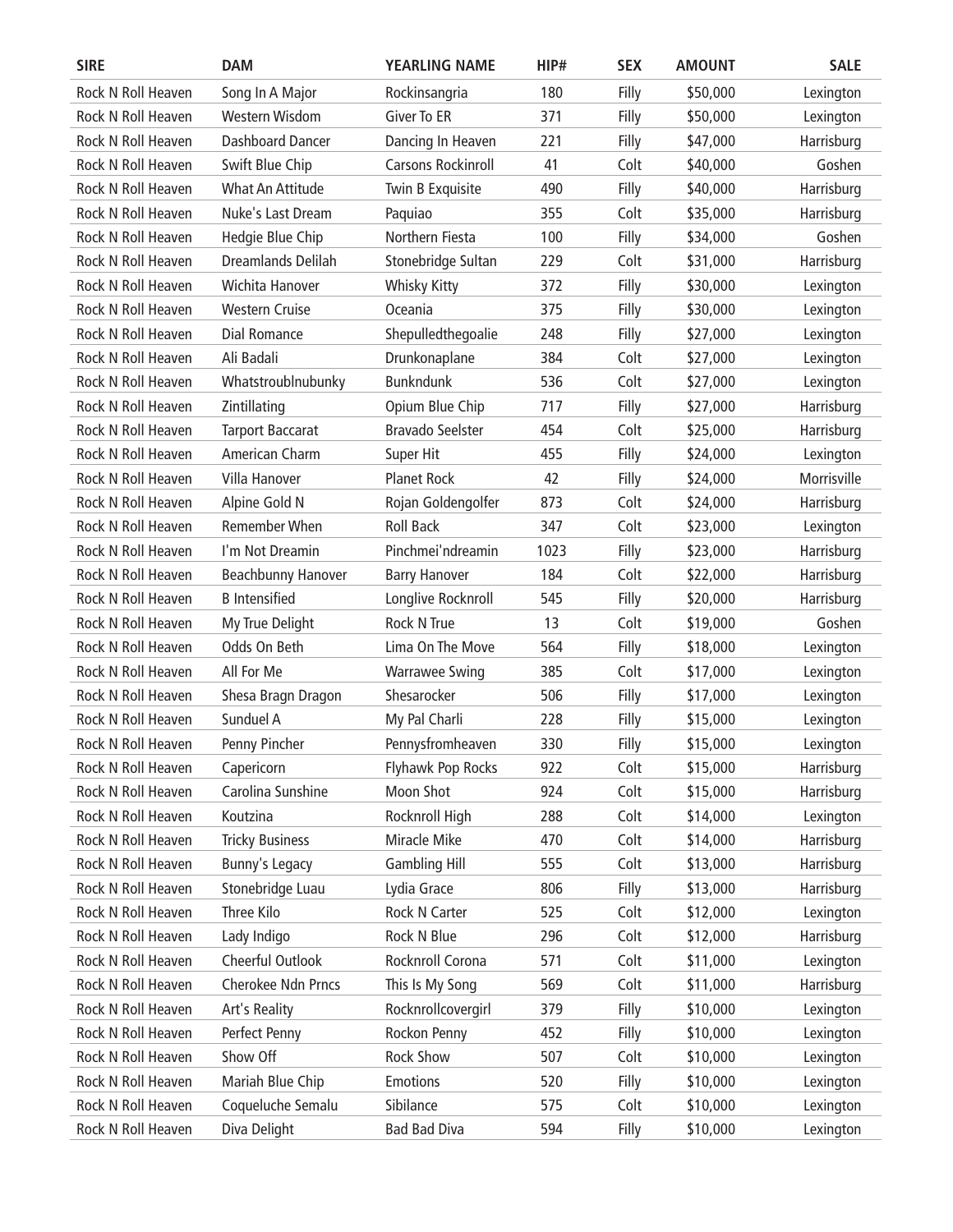| SIRE | DAM | YEARLING NAME | HIP# | SEX | AMOUNT | SALE |
|---|---|---|---|---|---|---|
| Rock N Roll Heaven | Song In A Major | Rockinsangria | 180 | Filly | $50,000 | Lexington |
| Rock N Roll Heaven | Western Wisdom | Giver To ER | 371 | Filly | $50,000 | Lexington |
| Rock N Roll Heaven | Dashboard Dancer | Dancing In Heaven | 221 | Filly | $47,000 | Harrisburg |
| Rock N Roll Heaven | Swift Blue Chip | Carsons Rockinroll | 41 | Colt | $40,000 | Goshen |
| Rock N Roll Heaven | What An Attitude | Twin B Exquisite | 490 | Filly | $40,000 | Harrisburg |
| Rock N Roll Heaven | Nuke's Last Dream | Paquiao | 355 | Colt | $35,000 | Harrisburg |
| Rock N Roll Heaven | Hedgie Blue Chip | Northern Fiesta | 100 | Filly | $34,000 | Goshen |
| Rock N Roll Heaven | Dreamlands Delilah | Stonebridge Sultan | 229 | Colt | $31,000 | Harrisburg |
| Rock N Roll Heaven | Wichita Hanover | Whisky Kitty | 372 | Filly | $30,000 | Lexington |
| Rock N Roll Heaven | Western Cruise | Oceania | 375 | Filly | $30,000 | Lexington |
| Rock N Roll Heaven | Dial Romance | Shepulledthegoalie | 248 | Filly | $27,000 | Lexington |
| Rock N Roll Heaven | Ali Badali | Drunkonaplane | 384 | Colt | $27,000 | Lexington |
| Rock N Roll Heaven | Whatstroublnubunky | Bunkndunk | 536 | Colt | $27,000 | Lexington |
| Rock N Roll Heaven | Zintillating | Opium Blue Chip | 717 | Filly | $27,000 | Harrisburg |
| Rock N Roll Heaven | Tarport Baccarat | Bravado Seelster | 454 | Colt | $25,000 | Harrisburg |
| Rock N Roll Heaven | American Charm | Super Hit | 455 | Filly | $24,000 | Lexington |
| Rock N Roll Heaven | Villa Hanover | Planet Rock | 42 | Filly | $24,000 | Morrisville |
| Rock N Roll Heaven | Alpine Gold N | Rojan Goldengolfer | 873 | Colt | $24,000 | Harrisburg |
| Rock N Roll Heaven | Remember When | Roll Back | 347 | Colt | $23,000 | Lexington |
| Rock N Roll Heaven | I'm Not Dreamin | Pinchmei'ndreamin | 1023 | Filly | $23,000 | Harrisburg |
| Rock N Roll Heaven | Beachbunny Hanover | Barry Hanover | 184 | Colt | $22,000 | Harrisburg |
| Rock N Roll Heaven | B Intensified | Longlive Rocknroll | 545 | Filly | $20,000 | Harrisburg |
| Rock N Roll Heaven | My True Delight | Rock N True | 13 | Colt | $19,000 | Goshen |
| Rock N Roll Heaven | Odds On Beth | Lima On The Move | 564 | Filly | $18,000 | Lexington |
| Rock N Roll Heaven | All For Me | Warrawee Swing | 385 | Colt | $17,000 | Lexington |
| Rock N Roll Heaven | Shesa Bragn Dragon | Shesarocker | 506 | Filly | $17,000 | Lexington |
| Rock N Roll Heaven | Sunduel A | My Pal Charli | 228 | Filly | $15,000 | Lexington |
| Rock N Roll Heaven | Penny Pincher | Pennysfromheaven | 330 | Filly | $15,000 | Lexington |
| Rock N Roll Heaven | Capericorn | Flyhawk Pop Rocks | 922 | Colt | $15,000 | Harrisburg |
| Rock N Roll Heaven | Carolina Sunshine | Moon Shot | 924 | Colt | $15,000 | Harrisburg |
| Rock N Roll Heaven | Koutzina | Rocknroll High | 288 | Colt | $14,000 | Lexington |
| Rock N Roll Heaven | Tricky Business | Miracle Mike | 470 | Colt | $14,000 | Harrisburg |
| Rock N Roll Heaven | Bunny's Legacy | Gambling Hill | 555 | Colt | $13,000 | Harrisburg |
| Rock N Roll Heaven | Stonebridge Luau | Lydia Grace | 806 | Filly | $13,000 | Harrisburg |
| Rock N Roll Heaven | Three Kilo | Rock N Carter | 525 | Colt | $12,000 | Lexington |
| Rock N Roll Heaven | Lady Indigo | Rock N Blue | 296 | Colt | $12,000 | Harrisburg |
| Rock N Roll Heaven | Cheerful Outlook | Rocknroll Corona | 571 | Colt | $11,000 | Lexington |
| Rock N Roll Heaven | Cherokee Ndn Prncs | This Is My Song | 569 | Colt | $11,000 | Harrisburg |
| Rock N Roll Heaven | Art's Reality | Rocknrollcovergirl | 379 | Filly | $10,000 | Lexington |
| Rock N Roll Heaven | Perfect Penny | Rockon Penny | 452 | Filly | $10,000 | Lexington |
| Rock N Roll Heaven | Show Off | Rock Show | 507 | Colt | $10,000 | Lexington |
| Rock N Roll Heaven | Mariah Blue Chip | Emotions | 520 | Filly | $10,000 | Lexington |
| Rock N Roll Heaven | Coqueluche Semalu | Sibilance | 575 | Colt | $10,000 | Lexington |
| Rock N Roll Heaven | Diva Delight | Bad Bad Diva | 594 | Filly | $10,000 | Lexington |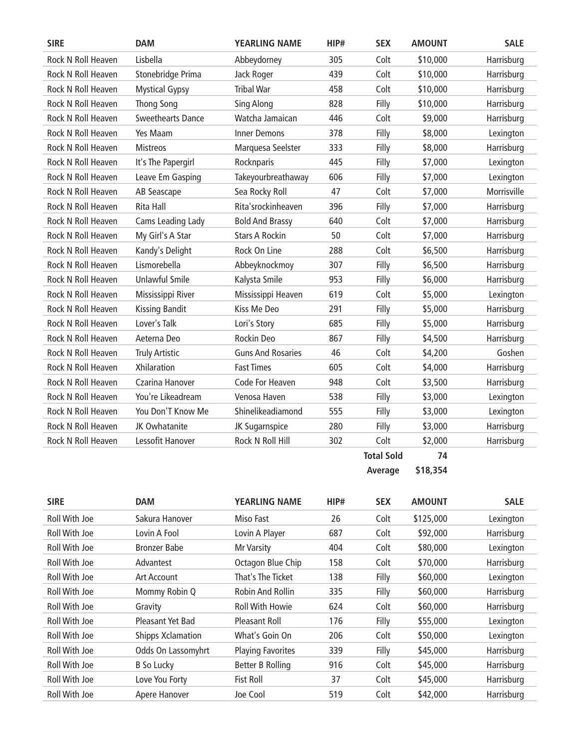| SIRE | DAM | YEARLING NAME | HIP# | SEX | AMOUNT | SALE |
|---|---|---|---|---|---|---|
| Rock N Roll Heaven | Lisbella | Abbeydorney | 305 | Colt | $10,000 | Harrisburg |
| Rock N Roll Heaven | Stonebridge Prima | Jack Roger | 439 | Colt | $10,000 | Harrisburg |
| Rock N Roll Heaven | Mystical Gypsy | Tribal War | 458 | Colt | $10,000 | Harrisburg |
| Rock N Roll Heaven | Thong Song | Sing Along | 828 | Filly | $10,000 | Harrisburg |
| Rock N Roll Heaven | Sweethearts Dance | Watcha Jamaican | 446 | Colt | $9,000 | Harrisburg |
| Rock N Roll Heaven | Yes Maam | Inner Demons | 378 | Filly | $8,000 | Lexington |
| Rock N Roll Heaven | Mistreos | Marquesa Seelster | 333 | Filly | $8,000 | Harrisburg |
| Rock N Roll Heaven | It's The Papergirl | Rocknparis | 445 | Filly | $7,000 | Lexington |
| Rock N Roll Heaven | Leave Em Gasping | Takeyourbreathaway | 606 | Filly | $7,000 | Lexington |
| Rock N Roll Heaven | AB Seascape | Sea Rocky Roll | 47 | Colt | $7,000 | Morrisville |
| Rock N Roll Heaven | Rita Hall | Rita'srockinheaven | 396 | Filly | $7,000 | Harrisburg |
| Rock N Roll Heaven | Cams Leading Lady | Bold And Brassy | 640 | Colt | $7,000 | Harrisburg |
| Rock N Roll Heaven | My Girl's A Star | Stars A Rockin | 50 | Colt | $7,000 | Harrisburg |
| Rock N Roll Heaven | Kandy's Delight | Rock On Line | 288 | Colt | $6,500 | Harrisburg |
| Rock N Roll Heaven | Lismorebella | Abbeyknockmoy | 307 | Filly | $6,500 | Harrisburg |
| Rock N Roll Heaven | Unlawful Smile | Kalysta Smile | 953 | Filly | $6,000 | Harrisburg |
| Rock N Roll Heaven | Mississippi River | Mississippi Heaven | 619 | Colt | $5,000 | Lexington |
| Rock N Roll Heaven | Kissing Bandit | Kiss Me Deo | 291 | Filly | $5,000 | Harrisburg |
| Rock N Roll Heaven | Lover's Talk | Lori's Story | 685 | Filly | $5,000 | Harrisburg |
| Rock N Roll Heaven | Aeterna Deo | Rockin Deo | 867 | Filly | $4,500 | Harrisburg |
| Rock N Roll Heaven | Truly Artistic | Guns And Rosaries | 46 | Colt | $4,200 | Goshen |
| Rock N Roll Heaven | Xhilaration | Fast Times | 605 | Colt | $4,000 | Harrisburg |
| Rock N Roll Heaven | Czarina Hanover | Code For Heaven | 948 | Colt | $3,500 | Harrisburg |
| Rock N Roll Heaven | You're Likeadream | Venosa Haven | 538 | Filly | $3,000 | Lexington |
| Rock N Roll Heaven | You Don'T Know Me | Shinelikeadiamond | 555 | Filly | $3,000 | Lexington |
| Rock N Roll Heaven | JK Owhatanite | JK Sugarnspice | 280 | Filly | $3,000 | Harrisburg |
| Rock N Roll Heaven | Lessofit Hanover | Rock N Roll Hill | 302 | Colt | $2,000 | Harrisburg |
| | | | | **Total Sold** | **74** | |
| | | | | **Average** | **$18,354** | |

| SIRE | DAM | YEARLING NAME | HIP# | SEX | AMOUNT | SALE |
|---|---|---|---|---|---|---|
| Roll With Joe | Sakura Hanover | Miso Fast | 26 | Colt | $125,000 | Lexington |
| Roll With Joe | Lovin A Fool | Lovin A Player | 687 | Colt | $92,000 | Harrisburg |
| Roll With Joe | Bronzer Babe | Mr Varsity | 404 | Colt | $80,000 | Lexington |
| Roll With Joe | Advantest | Octagon Blue Chip | 158 | Colt | $70,000 | Harrisburg |
| Roll With Joe | Art Account | That's The Ticket | 138 | Filly | $60,000 | Lexington |
| Roll With Joe | Mommy Robin Q | Robin And Rollin | 335 | Filly | $60,000 | Harrisburg |
| Roll With Joe | Gravity | Roll With Howie | 624 | Colt | $60,000 | Harrisburg |
| Roll With Joe | Pleasant Yet Bad | Pleasant Roll | 176 | Filly | $55,000 | Lexington |
| Roll With Joe | Shipps Xclamation | What's Goin On | 206 | Colt | $50,000 | Lexington |
| Roll With Joe | Odds On Lassomyhrt | Playing Favorites | 339 | Filly | $45,000 | Harrisburg |
| Roll With Joe | B So Lucky | Better B Rolling | 916 | Colt | $45,000 | Harrisburg |
| Roll With Joe | Love You Forty | Fist Roll | 37 | Colt | $45,000 | Harrisburg |
| Roll With Joe | Apere Hanover | Joe Cool | 519 | Colt | $42,000 | Harrisburg |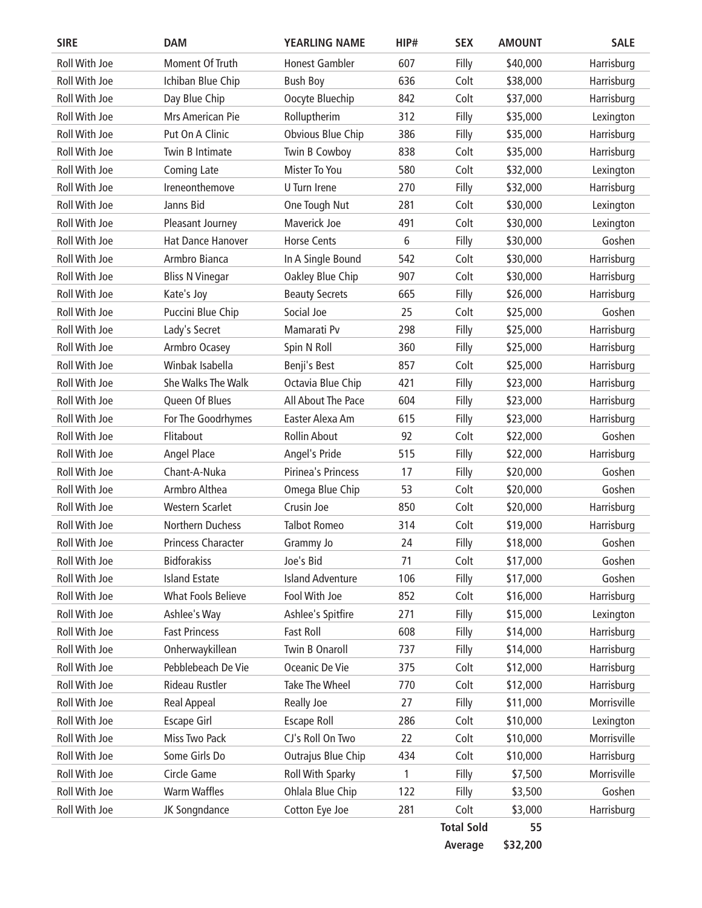| SIRE | DAM | YEARLING NAME | HIP# | SEX | AMOUNT | SALE |
|---|---|---|---|---|---|---|
| Roll With Joe | Moment Of Truth | Honest Gambler | 607 | Filly | $40,000 | Harrisburg |
| Roll With Joe | Ichiban Blue Chip | Bush Boy | 636 | Colt | $38,000 | Harrisburg |
| Roll With Joe | Day Blue Chip | Oocyte Bluechip | 842 | Colt | $37,000 | Harrisburg |
| Roll With Joe | Mrs American Pie | Rolluptherim | 312 | Filly | $35,000 | Lexington |
| Roll With Joe | Put On A Clinic | Obvious Blue Chip | 386 | Filly | $35,000 | Harrisburg |
| Roll With Joe | Twin B Intimate | Twin B Cowboy | 838 | Colt | $35,000 | Harrisburg |
| Roll With Joe | Coming Late | Mister To You | 580 | Colt | $32,000 | Lexington |
| Roll With Joe | Ireneonthemove | U Turn Irene | 270 | Filly | $32,000 | Harrisburg |
| Roll With Joe | Janns Bid | One Tough Nut | 281 | Colt | $30,000 | Lexington |
| Roll With Joe | Pleasant Journey | Maverick Joe | 491 | Colt | $30,000 | Lexington |
| Roll With Joe | Hat Dance Hanover | Horse Cents | 6 | Filly | $30,000 | Goshen |
| Roll With Joe | Armbro Bianca | In A Single Bound | 542 | Colt | $30,000 | Harrisburg |
| Roll With Joe | Bliss N Vinegar | Oakley Blue Chip | 907 | Colt | $30,000 | Harrisburg |
| Roll With Joe | Kate's Joy | Beauty Secrets | 665 | Filly | $26,000 | Harrisburg |
| Roll With Joe | Puccini Blue Chip | Social Joe | 25 | Colt | $25,000 | Goshen |
| Roll With Joe | Lady's Secret | Mamarati Pv | 298 | Filly | $25,000 | Harrisburg |
| Roll With Joe | Armbro Ocasey | Spin N Roll | 360 | Filly | $25,000 | Harrisburg |
| Roll With Joe | Winbak Isabella | Benji's Best | 857 | Colt | $25,000 | Harrisburg |
| Roll With Joe | She Walks The Walk | Octavia Blue Chip | 421 | Filly | $23,000 | Harrisburg |
| Roll With Joe | Queen Of Blues | All About The Pace | 604 | Filly | $23,000 | Harrisburg |
| Roll With Joe | For The Goodrhymes | Easter Alexa Am | 615 | Filly | $23,000 | Harrisburg |
| Roll With Joe | Flitabout | Rollin About | 92 | Colt | $22,000 | Goshen |
| Roll With Joe | Angel Place | Angel's Pride | 515 | Filly | $22,000 | Harrisburg |
| Roll With Joe | Chant-A-Nuka | Pirinea's Princess | 17 | Filly | $20,000 | Goshen |
| Roll With Joe | Armbro Althea | Omega Blue Chip | 53 | Colt | $20,000 | Goshen |
| Roll With Joe | Western Scarlet | Crusin Joe | 850 | Colt | $20,000 | Harrisburg |
| Roll With Joe | Northern Duchess | Talbot Romeo | 314 | Colt | $19,000 | Harrisburg |
| Roll With Joe | Princess Character | Grammy Jo | 24 | Filly | $18,000 | Goshen |
| Roll With Joe | Bidforakiss | Joe's Bid | 71 | Colt | $17,000 | Goshen |
| Roll With Joe | Island Estate | Island Adventure | 106 | Filly | $17,000 | Goshen |
| Roll With Joe | What Fools Believe | Fool With Joe | 852 | Colt | $16,000 | Harrisburg |
| Roll With Joe | Ashlee's Way | Ashlee's Spitfire | 271 | Filly | $15,000 | Lexington |
| Roll With Joe | Fast Princess | Fast Roll | 608 | Filly | $14,000 | Harrisburg |
| Roll With Joe | Onherwaykillean | Twin B Onaroll | 737 | Filly | $14,000 | Harrisburg |
| Roll With Joe | Pebblebeach De Vie | Oceanic De Vie | 375 | Colt | $12,000 | Harrisburg |
| Roll With Joe | Rideau Rustler | Take The Wheel | 770 | Colt | $12,000 | Harrisburg |
| Roll With Joe | Real Appeal | Really Joe | 27 | Filly | $11,000 | Morrisville |
| Roll With Joe | Escape Girl | Escape Roll | 286 | Colt | $10,000 | Lexington |
| Roll With Joe | Miss Two Pack | CJ's Roll On Two | 22 | Colt | $10,000 | Morrisville |
| Roll With Joe | Some Girls Do | Outrajus Blue Chip | 434 | Colt | $10,000 | Harrisburg |
| Roll With Joe | Circle Game | Roll With Sparky | 1 | Filly | $7,500 | Morrisville |
| Roll With Joe | Warm Waffles | Ohlala Blue Chip | 122 | Filly | $3,500 | Goshen |
| Roll With Joe | JK Songndance | Cotton Eye Joe | 281 | Colt | $3,000 | Harrisburg |
| | | | | **Total Sold** | **55** | |
| | | | | **Average** | **$32,200** | |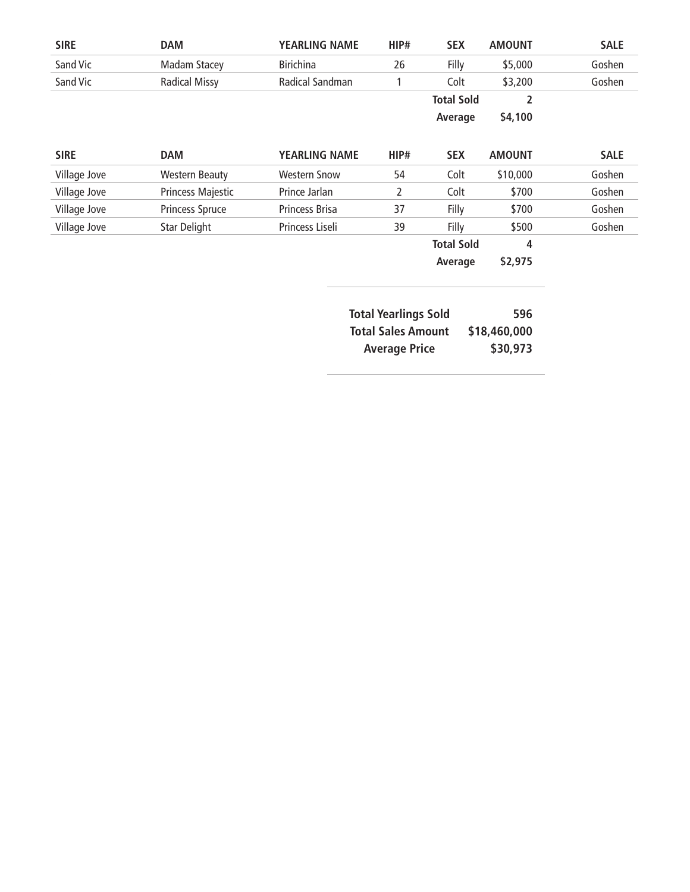| SIRE | DAM | YEARLING NAME | HIP# | SEX | AMOUNT | SALE |
|---|---|---|---|---|---|---|
| Sand Vic | Madam Stacey | Birichina | 26 | Filly | $5,000 | Goshen |
| Sand Vic | Radical Missy | Radical Sandman | 1 | Colt | $3,200 | Goshen |
| | | | | **Total Sold** | **2** | |
| | | | | **Average** | **$4,100** | |

| SIRE | DAM | YEARLING NAME | HIP# | SEX | AMOUNT | SALE |
|---|---|---|---|---|---|---|
| Village Jove | Western Beauty | Western Snow | 54 | Colt | $10,000 | Goshen |
| Village Jove | Princess Majestic | Prince Jarlan | 2 | Colt | $700 | Goshen |
| Village Jove | Princess Spruce | Princess Brisa | 37 | Filly | $700 | Goshen |
| Village Jove | Star Delight | Princess Liseli | 39 | Filly | $500 | Goshen |
| | | | | **Total Sold** | **4** | |
| | | | | **Average** | **$2,975** | |

| | |
|---|---|
| **Total Yearlings Sold** | **596** |
| **Total Sales Amount** | **$18,460,000** |
| **Average Price** | **$30,973** |